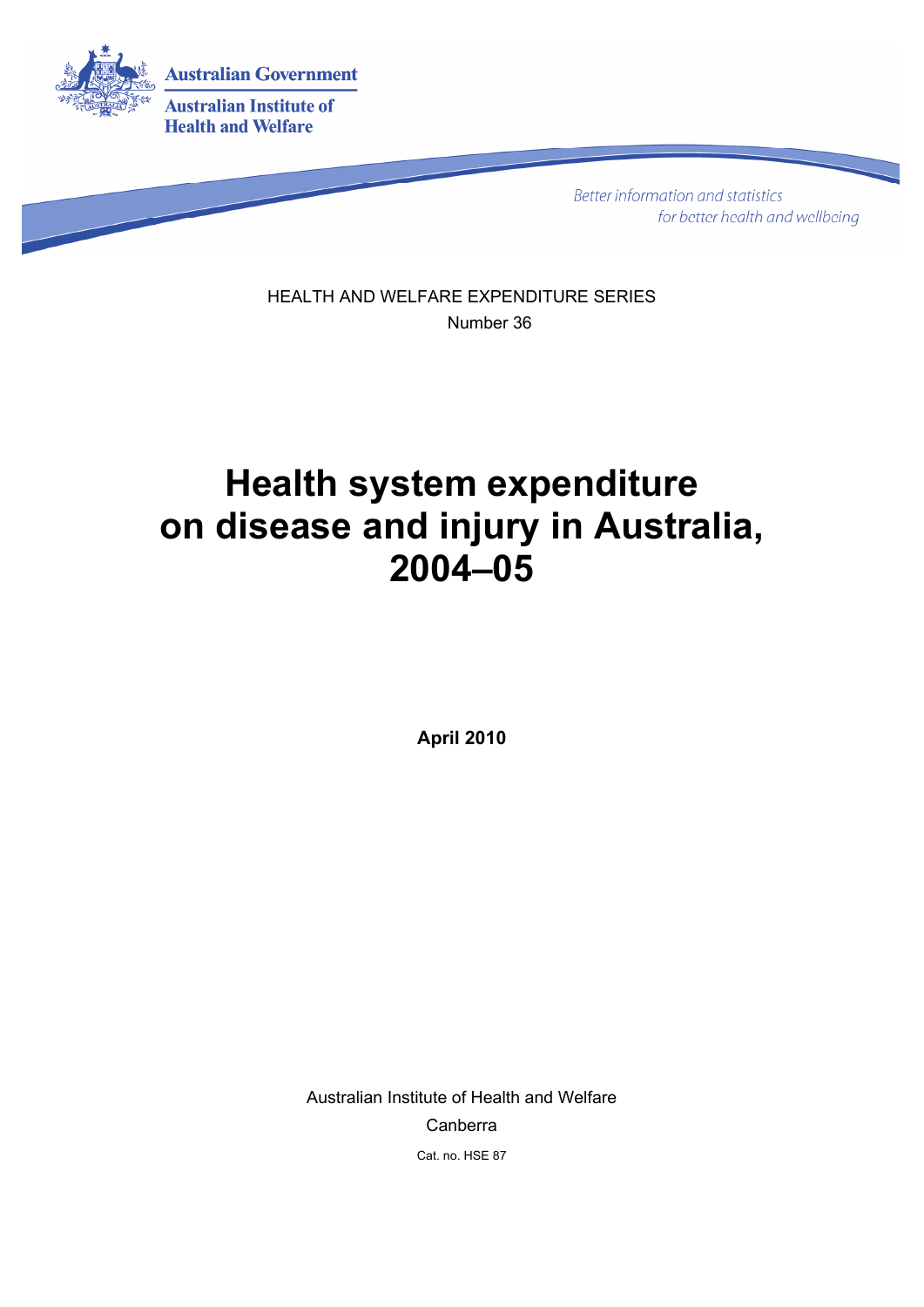Australian Government

Australian Institute of Health and Welfare

*Better information and statistics for better health and wellbeing*

HEALTH AND WELFARE EXPENDITURE SERIES

Number 36

# Health system expenditure on disease and injury in Australia, 2004–05

**April 2010**

Australian Institute of Health and Welfare

Canberra

Cat. no. HSE 87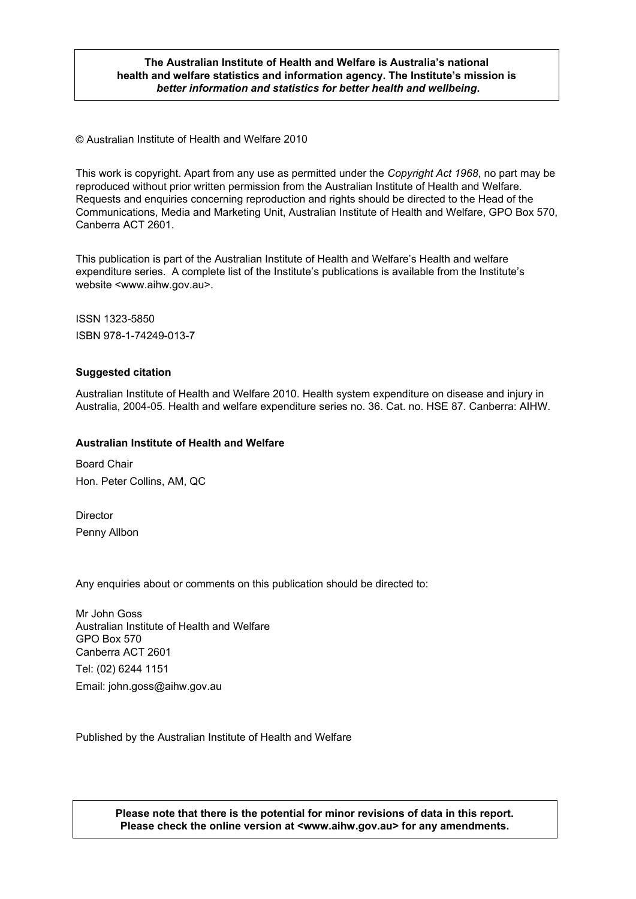**The Australian Institute of Health and Welfare is Australia's national health and welfare statistics and information agency. The Institute's mission is *better information and statistics for better health and wellbeing*.**

© Australian Institute of Health and Welfare 2010

This work is copyright. Apart from any use as permitted under the *Copyright Act 1968*, no part may be reproduced without prior written permission from the Australian Institute of Health and Welfare. Requests and enquiries concerning reproduction and rights should be directed to the Head of the Communications, Media and Marketing Unit, Australian Institute of Health and Welfare, GPO Box 570, Canberra ACT 2601.

This publication is part of the Australian Institute of Health and Welfare's Health and welfare expenditure series. A complete list of the Institute's publications is available from the Institute's website <www.aihw.gov.au>.

ISSN 1323-5850

ISBN 978-1-74249-013-7

**Suggested citation**

Australian Institute of Health and Welfare 2010. Health system expenditure on disease and injury in Australia, 2004-05. Health and welfare expenditure series no. 36. Cat. no. HSE 87. Canberra: AIHW.

**Australian Institute of Health and Welfare**

Board Chair

Hon. Peter Collins, AM, QC

Director

Penny Allbon

Any enquiries about or comments on this publication should be directed to:

Mr John Goss
Australian Institute of Health and Welfare
GPO Box 570
Canberra ACT 2601

Tel: (02) 6244 1151

Email: john.goss@aihw.gov.au

Published by the Australian Institute of Health and Welfare

**Please note that there is the potential for minor revisions of data in this report. Please check the online version at <www.aihw.gov.au> for any amendments.**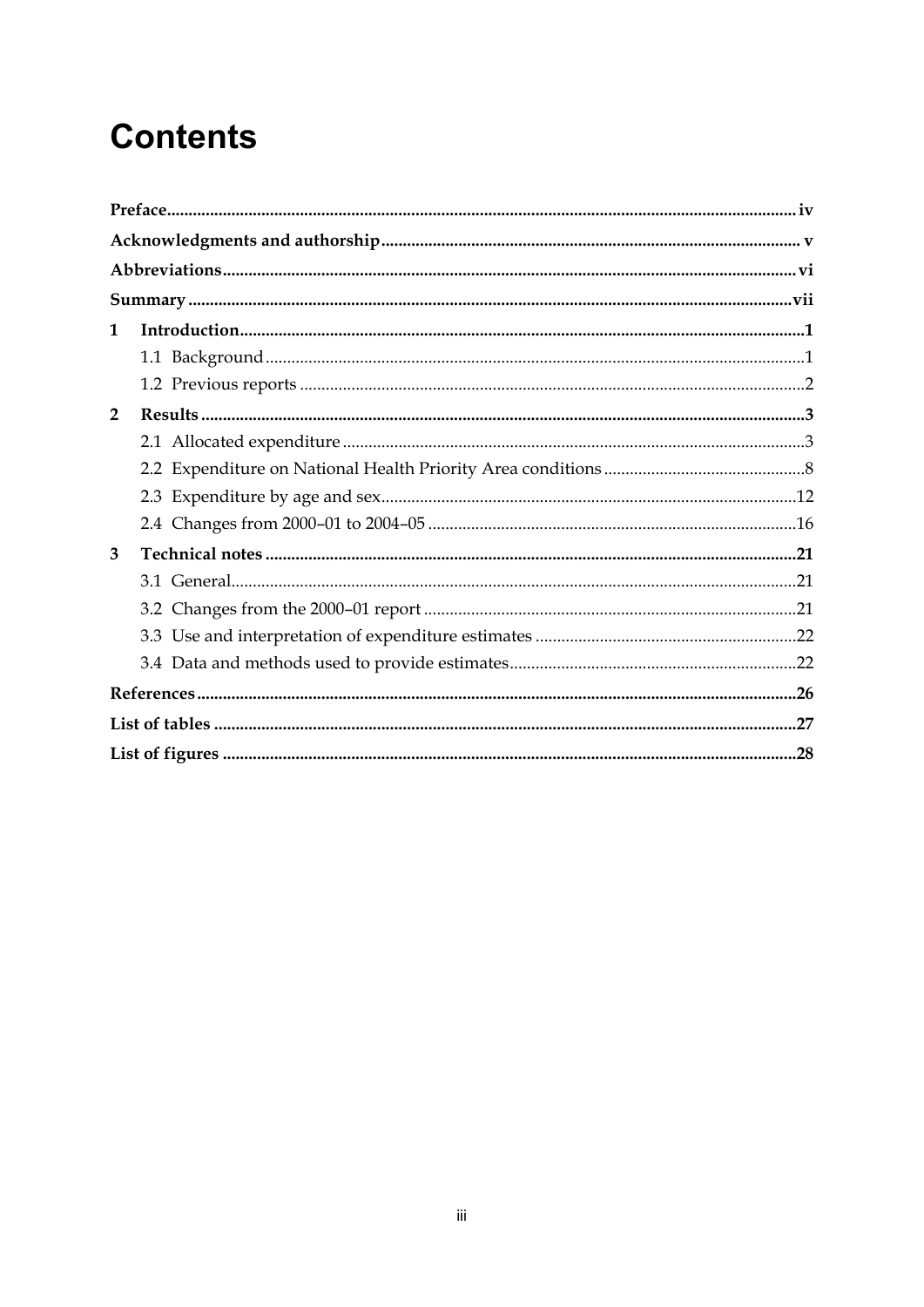# Contents

Preface ......................................................................................................................................... iv

Acknowledgments and authorship ................................................................................................. v

Abbreviations ................................................................................................................................ vi

Summary ..................................................................................................................................... vii

1 Introduction ................................................................................................................................. 1

1.1 Background ............................................................................................................................. 1

1.2 Previous reports ...................................................................................................................... 2

2 Results ........................................................................................................................................ 3

2.1 Allocated expenditure ............................................................................................................. 3

2.2 Expenditure on National Health Priority Area conditions ......................................................... 8

2.3 Expenditure by age and sex .................................................................................................. 12

2.4 Changes from 2000–01 to 2004–05 ...................................................................................... 16

3 Technical notes ......................................................................................................................... 21

3.1 General ................................................................................................................................. 21

3.2 Changes from the 2000–01 report ......................................................................................... 21

3.3 Use and interpretation of expenditure estimates .................................................................... 22

3.4 Data and methods used to provide estimates ........................................................................ 22

References .................................................................................................................................. 26

List of tables ................................................................................................................................ 27

List of figures ............................................................................................................................... 28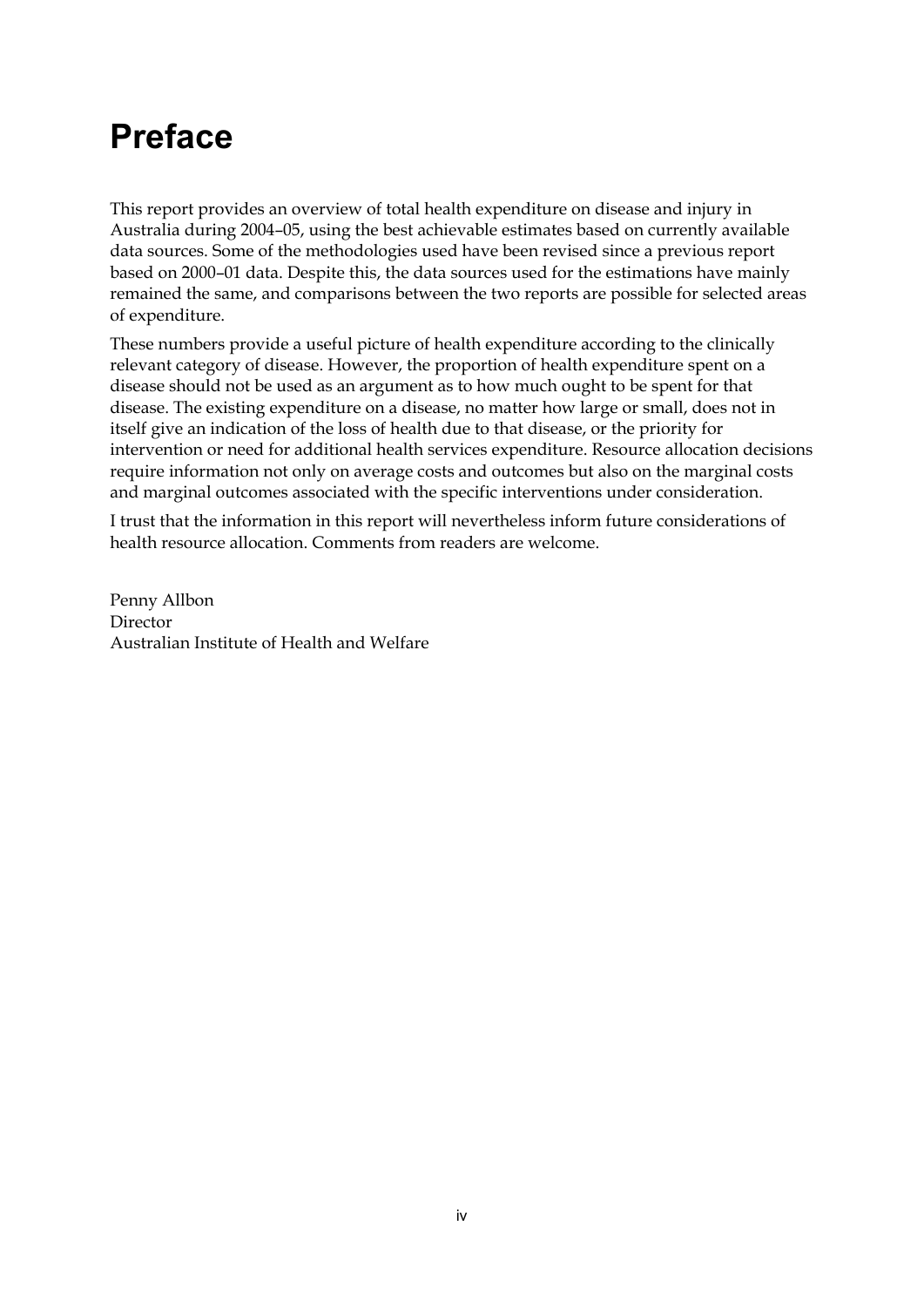# Preface

This report provides an overview of total health expenditure on disease and injury in Australia during 2004–05, using the best achievable estimates based on currently available data sources. Some of the methodologies used have been revised since a previous report based on 2000–01 data. Despite this, the data sources used for the estimations have mainly remained the same, and comparisons between the two reports are possible for selected areas of expenditure.

These numbers provide a useful picture of health expenditure according to the clinically relevant category of disease. However, the proportion of health expenditure spent on a disease should not be used as an argument as to how much ought to be spent for that disease. The existing expenditure on a disease, no matter how large or small, does not in itself give an indication of the loss of health due to that disease, or the priority for intervention or need for additional health services expenditure. Resource allocation decisions require information not only on average costs and outcomes but also on the marginal costs and marginal outcomes associated with the specific interventions under consideration.

I trust that the information in this report will nevertheless inform future considerations of health resource allocation. Comments from readers are welcome.

Penny Allbon
Director
Australian Institute of Health and Welfare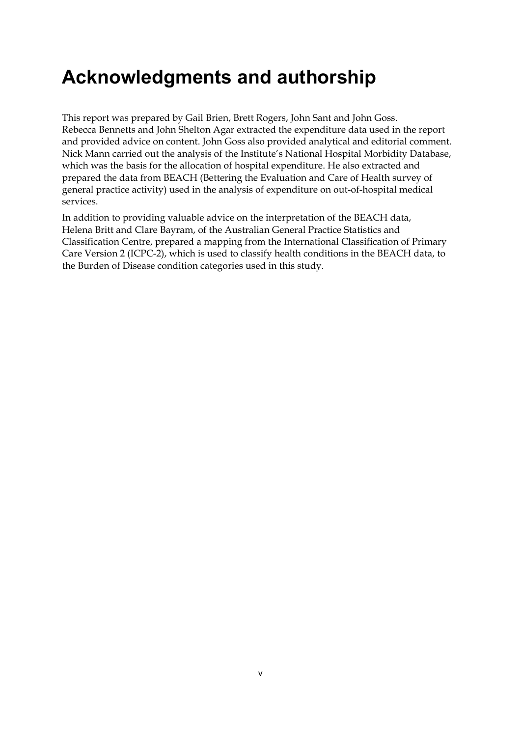# Acknowledgments and authorship

This report was prepared by Gail Brien, Brett Rogers, John Sant and John Goss. Rebecca Bennetts and John Shelton Agar extracted the expenditure data used in the report and provided advice on content. John Goss also provided analytical and editorial comment. Nick Mann carried out the analysis of the Institute's National Hospital Morbidity Database, which was the basis for the allocation of hospital expenditure. He also extracted and prepared the data from BEACH (Bettering the Evaluation and Care of Health survey of general practice activity) used in the analysis of expenditure on out-of-hospital medical services.

In addition to providing valuable advice on the interpretation of the BEACH data, Helena Britt and Clare Bayram, of the Australian General Practice Statistics and Classification Centre, prepared a mapping from the International Classification of Primary Care Version 2 (ICPC-2), which is used to classify health conditions in the BEACH data, to the Burden of Disease condition categories used in this study.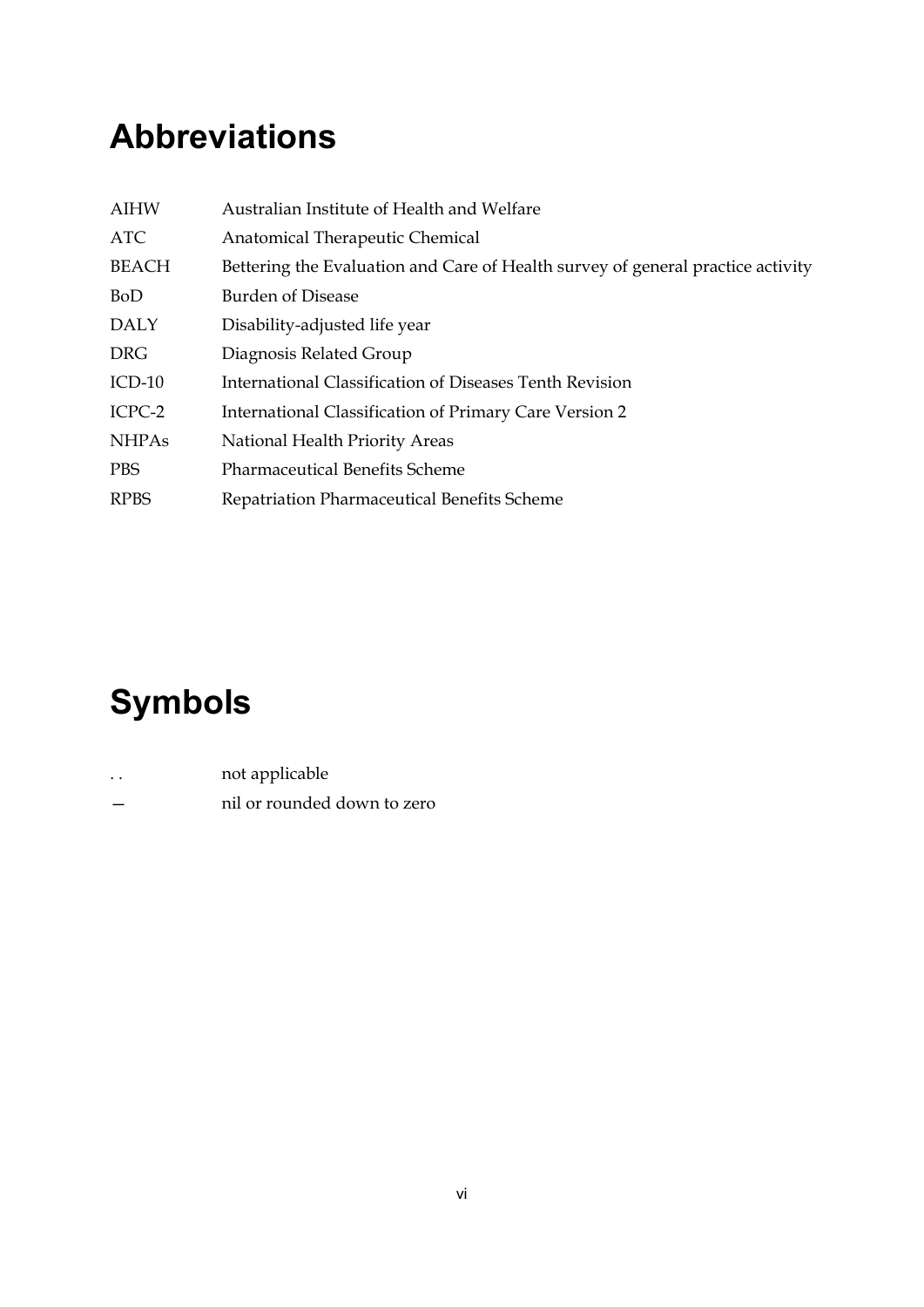# Abbreviations

| | |
|---|---|
| AIHW | Australian Institute of Health and Welfare |
| ATC | Anatomical Therapeutic Chemical |
| BEACH | Bettering the Evaluation and Care of Health survey of general practice activity |
| BoD | Burden of Disease |
| DALY | Disability-adjusted life year |
| DRG | Diagnosis Related Group |
| ICD-10 | International Classification of Diseases Tenth Revision |
| ICPC-2 | International Classification of Primary Care Version 2 |
| NHPAs | National Health Priority Areas |
| PBS | Pharmaceutical Benefits Scheme |
| RPBS | Repatriation Pharmaceutical Benefits Scheme |

# Symbols

| | |
|---|---|
| . . | not applicable |
| — | nil or rounded down to zero |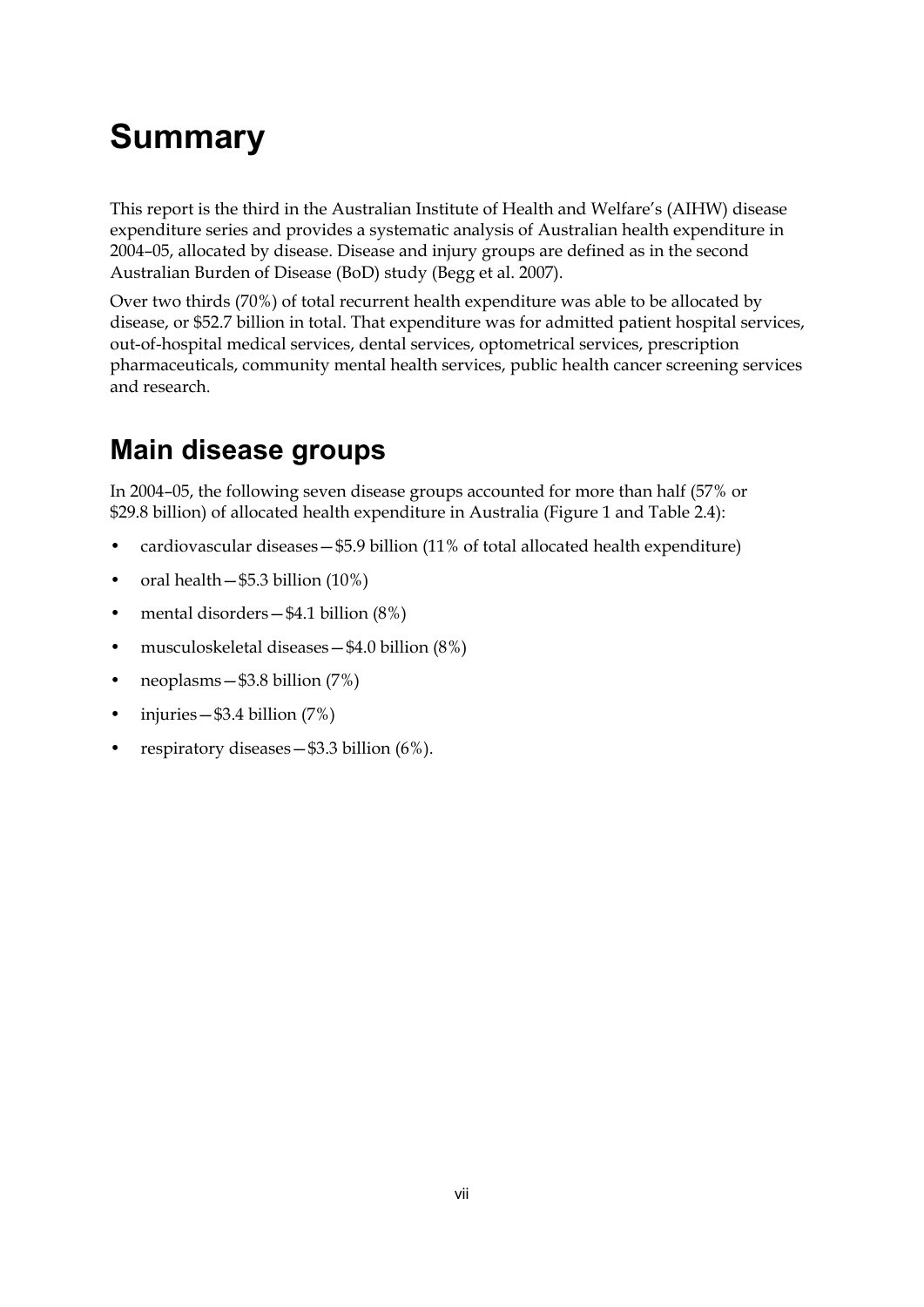# Summary

This report is the third in the Australian Institute of Health and Welfare's (AIHW) disease expenditure series and provides a systematic analysis of Australian health expenditure in 2004–05, allocated by disease. Disease and injury groups are defined as in the second Australian Burden of Disease (BoD) study (Begg et al. 2007).

Over two thirds (70%) of total recurrent health expenditure was able to be allocated by disease, or $52.7 billion in total. That expenditure was for admitted patient hospital services, out-of-hospital medical services, dental services, optometrical services, prescription pharmaceuticals, community mental health services, public health cancer screening services and research.

## Main disease groups

In 2004–05, the following seven disease groups accounted for more than half (57% or $29.8 billion) of allocated health expenditure in Australia (Figure 1 and Table 2.4):

- cardiovascular diseases—$5.9 billion (11% of total allocated health expenditure)
- oral health—$5.3 billion (10%)
- mental disorders—$4.1 billion (8%)
- musculoskeletal diseases—$4.0 billion (8%)
- neoplasms—$3.8 billion (7%)
- injuries—$3.4 billion (7%)
- respiratory diseases—$3.3 billion (6%).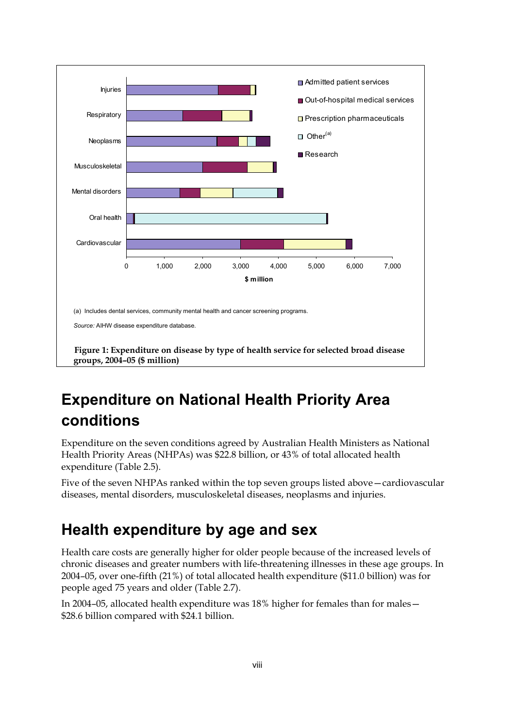Injuries

Respiratory

Neoplasms

Musculoskeletal

Mental disorders

Oral health

Cardiovascular

0 1,000 2,000 3,000 4,000 5,000 6,000 7,000

$ million

- Admitted patient services
- Out-of-hospital medical services
- Prescription pharmaceuticals
- Other[(a)]
- Research

(a) Includes dental services, community mental health and cancer screening programs.

*Source:* AIHW disease expenditure database.

**Figure 1: Expenditure on disease by type of health service for selected broad disease groups, 2004–05 ($ million)**

## Expenditure on National Health Priority Area conditions

Expenditure on the seven conditions agreed by Australian Health Ministers as National Health Priority Areas (NHPAs) was $22.8 billion, or 43% of total allocated health expenditure (Table 2.5).

Five of the seven NHPAs ranked within the top seven groups listed above—cardiovascular diseases, mental disorders, musculoskeletal diseases, neoplasms and injuries.

## Health expenditure by age and sex

Health care costs are generally higher for older people because of the increased levels of chronic diseases and greater numbers with life-threatening illnesses in these age groups. In 2004–05, over one-fifth (21%) of total allocated health expenditure ($11.0 billion) was for people aged 75 years and older (Table 2.7).

In 2004–05, allocated health expenditure was 18% higher for females than for males—$28.6 billion compared with $24.1 billion.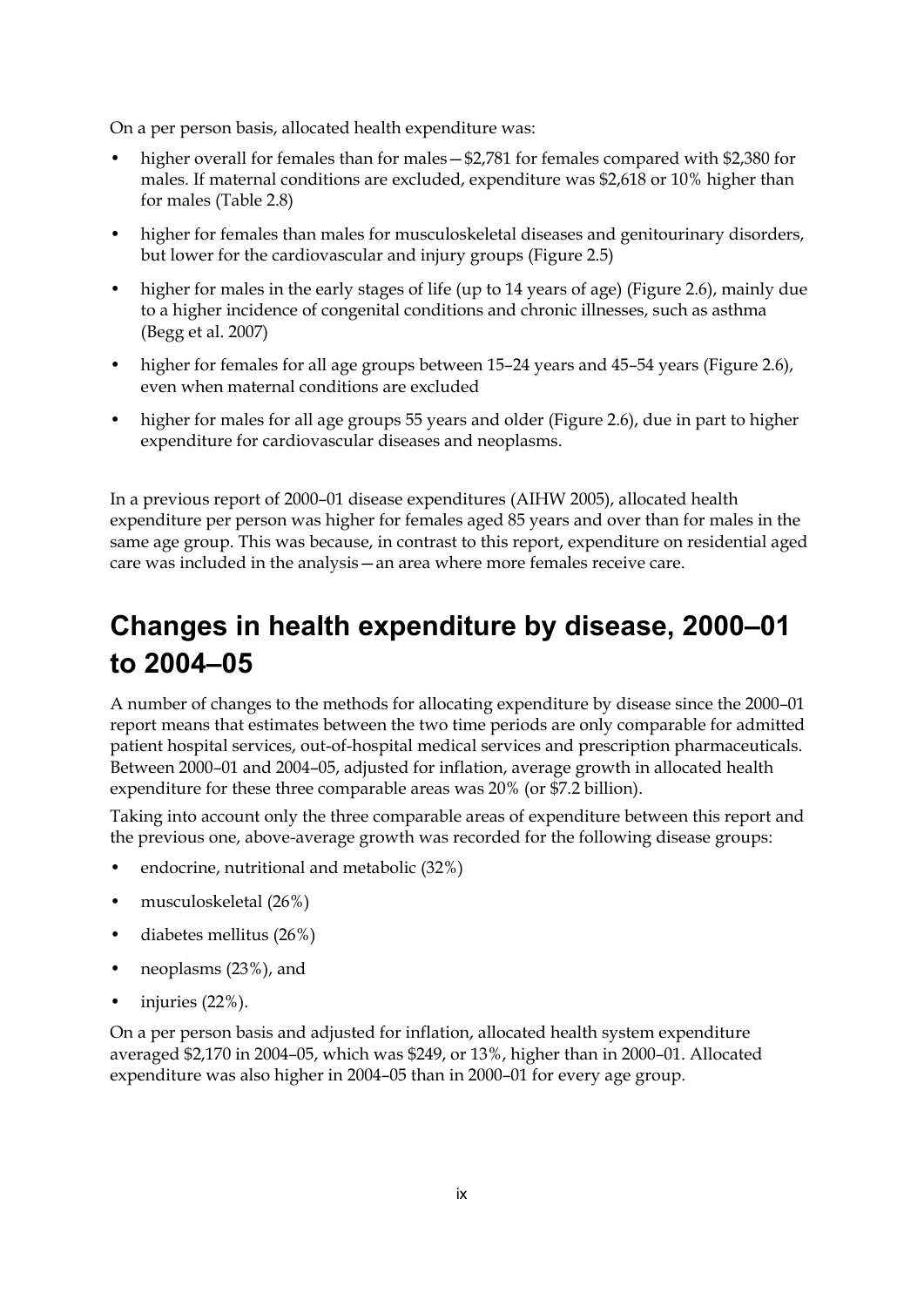On a per person basis, allocated health expenditure was:

- higher overall for females than for males—$2,781 for females compared with $2,380 for males. If maternal conditions are excluded, expenditure was $2,618 or 10% higher than for males (Table 2.8)
- higher for females than males for musculoskeletal diseases and genitourinary disorders, but lower for the cardiovascular and injury groups (Figure 2.5)
- higher for males in the early stages of life (up to 14 years of age) (Figure 2.6), mainly due to a higher incidence of congenital conditions and chronic illnesses, such as asthma (Begg et al. 2007)
- higher for females for all age groups between 15–24 years and 45–54 years (Figure 2.6), even when maternal conditions are excluded
- higher for males for all age groups 55 years and older (Figure 2.6), due in part to higher expenditure for cardiovascular diseases and neoplasms.

In a previous report of 2000–01 disease expenditures (AIHW 2005), allocated health expenditure per person was higher for females aged 85 years and over than for males in the same age group. This was because, in contrast to this report, expenditure on residential aged care was included in the analysis—an area where more females receive care.

# Changes in health expenditure by disease, 2000–01 to 2004–05

A number of changes to the methods for allocating expenditure by disease since the 2000–01 report means that estimates between the two time periods are only comparable for admitted patient hospital services, out-of-hospital medical services and prescription pharmaceuticals. Between 2000–01 and 2004–05, adjusted for inflation, average growth in allocated health expenditure for these three comparable areas was 20% (or $7.2 billion).

Taking into account only the three comparable areas of expenditure between this report and the previous one, above-average growth was recorded for the following disease groups:

- endocrine, nutritional and metabolic (32%)
- musculoskeletal (26%)
- diabetes mellitus (26%)
- neoplasms (23%), and
- injuries (22%).

On a per person basis and adjusted for inflation, allocated health system expenditure averaged $2,170 in 2004–05, which was $249, or 13%, higher than in 2000–01. Allocated expenditure was also higher in 2004–05 than in 2000–01 for every age group.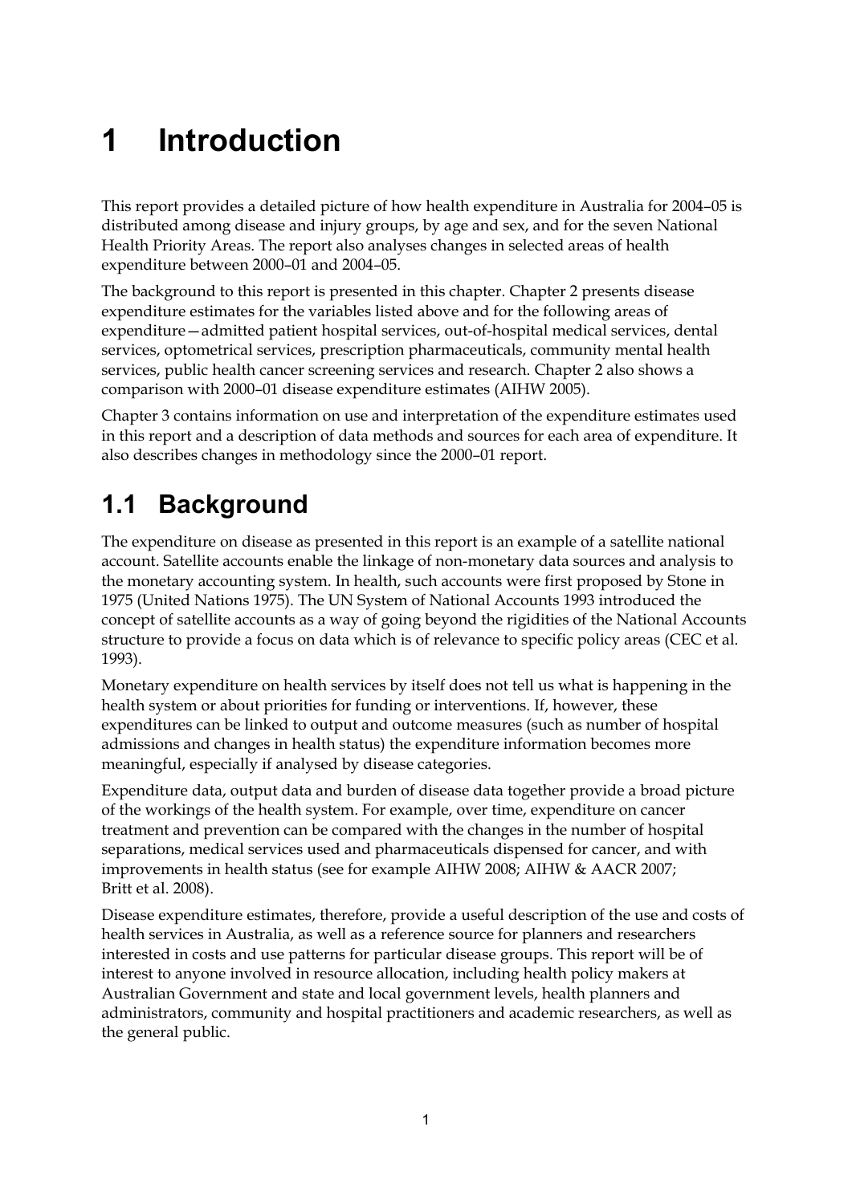# 1 Introduction

This report provides a detailed picture of how health expenditure in Australia for 2004–05 is distributed among disease and injury groups, by age and sex, and for the seven National Health Priority Areas. The report also analyses changes in selected areas of health expenditure between 2000–01 and 2004–05.

The background to this report is presented in this chapter. Chapter 2 presents disease expenditure estimates for the variables listed above and for the following areas of expenditure—admitted patient hospital services, out-of-hospital medical services, dental services, optometrical services, prescription pharmaceuticals, community mental health services, public health cancer screening services and research. Chapter 2 also shows a comparison with 2000–01 disease expenditure estimates (AIHW 2005).

Chapter 3 contains information on use and interpretation of the expenditure estimates used in this report and a description of data methods and sources for each area of expenditure. It also describes changes in methodology since the 2000–01 report.

## 1.1 Background

The expenditure on disease as presented in this report is an example of a satellite national account. Satellite accounts enable the linkage of non-monetary data sources and analysis to the monetary accounting system. In health, such accounts were first proposed by Stone in 1975 (United Nations 1975). The UN System of National Accounts 1993 introduced the concept of satellite accounts as a way of going beyond the rigidities of the National Accounts structure to provide a focus on data which is of relevance to specific policy areas (CEC et al. 1993).

Monetary expenditure on health services by itself does not tell us what is happening in the health system or about priorities for funding or interventions. If, however, these expenditures can be linked to output and outcome measures (such as number of hospital admissions and changes in health status) the expenditure information becomes more meaningful, especially if analysed by disease categories.

Expenditure data, output data and burden of disease data together provide a broad picture of the workings of the health system. For example, over time, expenditure on cancer treatment and prevention can be compared with the changes in the number of hospital separations, medical services used and pharmaceuticals dispensed for cancer, and with improvements in health status (see for example AIHW 2008; AIHW & AACR 2007; Britt et al. 2008).

Disease expenditure estimates, therefore, provide a useful description of the use and costs of health services in Australia, as well as a reference source for planners and researchers interested in costs and use patterns for particular disease groups. This report will be of interest to anyone involved in resource allocation, including health policy makers at Australian Government and state and local government levels, health planners and administrators, community and hospital practitioners and academic researchers, as well as the general public.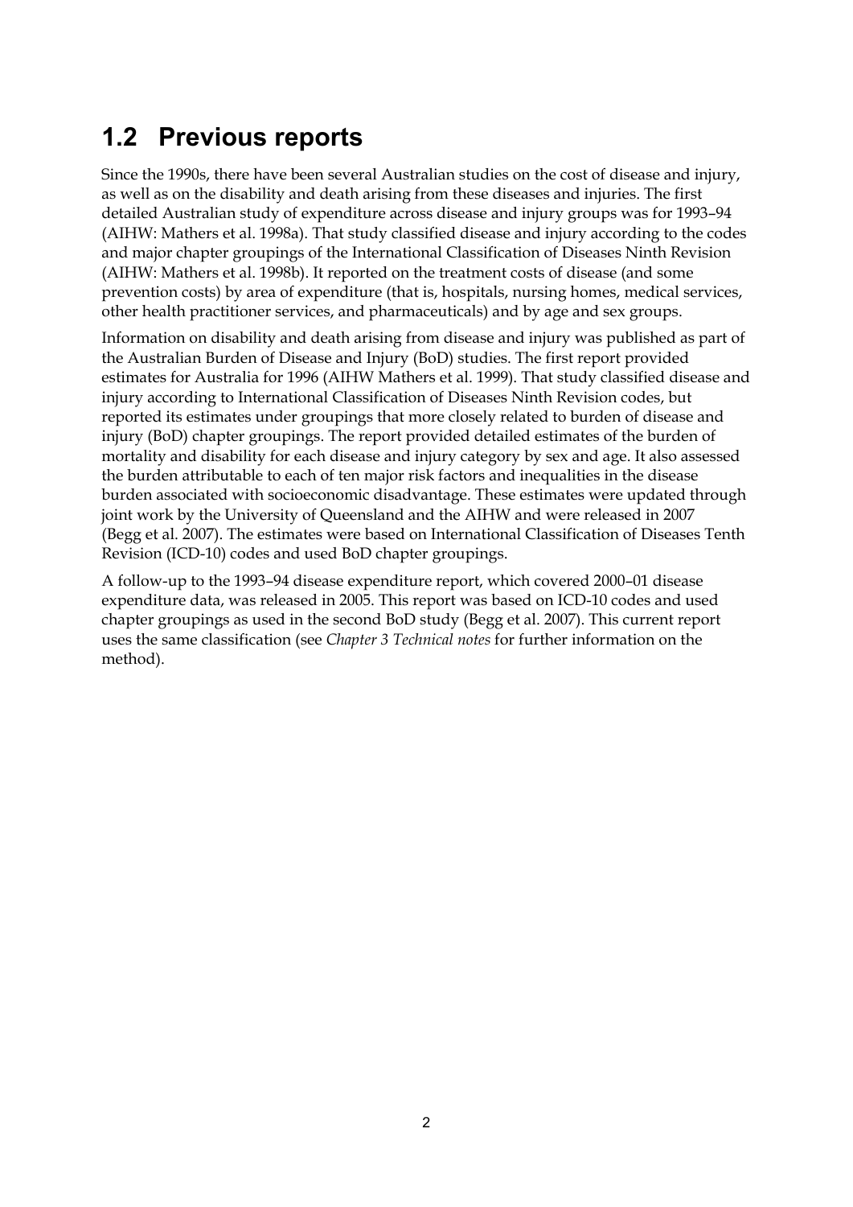## 1.2 Previous reports

Since the 1990s, there have been several Australian studies on the cost of disease and injury, as well as on the disability and death arising from these diseases and injuries. The first detailed Australian study of expenditure across disease and injury groups was for 1993–94 (AIHW: Mathers et al. 1998a). That study classified disease and injury according to the codes and major chapter groupings of the International Classification of Diseases Ninth Revision (AIHW: Mathers et al. 1998b). It reported on the treatment costs of disease (and some prevention costs) by area of expenditure (that is, hospitals, nursing homes, medical services, other health practitioner services, and pharmaceuticals) and by age and sex groups.

Information on disability and death arising from disease and injury was published as part of the Australian Burden of Disease and Injury (BoD) studies. The first report provided estimates for Australia for 1996 (AIHW Mathers et al. 1999). That study classified disease and injury according to International Classification of Diseases Ninth Revision codes, but reported its estimates under groupings that more closely related to burden of disease and injury (BoD) chapter groupings. The report provided detailed estimates of the burden of mortality and disability for each disease and injury category by sex and age. It also assessed the burden attributable to each of ten major risk factors and inequalities in the disease burden associated with socioeconomic disadvantage. These estimates were updated through joint work by the University of Queensland and the AIHW and were released in 2007 (Begg et al. 2007). The estimates were based on International Classification of Diseases Tenth Revision (ICD-10) codes and used BoD chapter groupings.

A follow-up to the 1993–94 disease expenditure report, which covered 2000–01 disease expenditure data, was released in 2005. This report was based on ICD-10 codes and used chapter groupings as used in the second BoD study (Begg et al. 2007). This current report uses the same classification (see *Chapter 3 Technical notes* for further information on the method).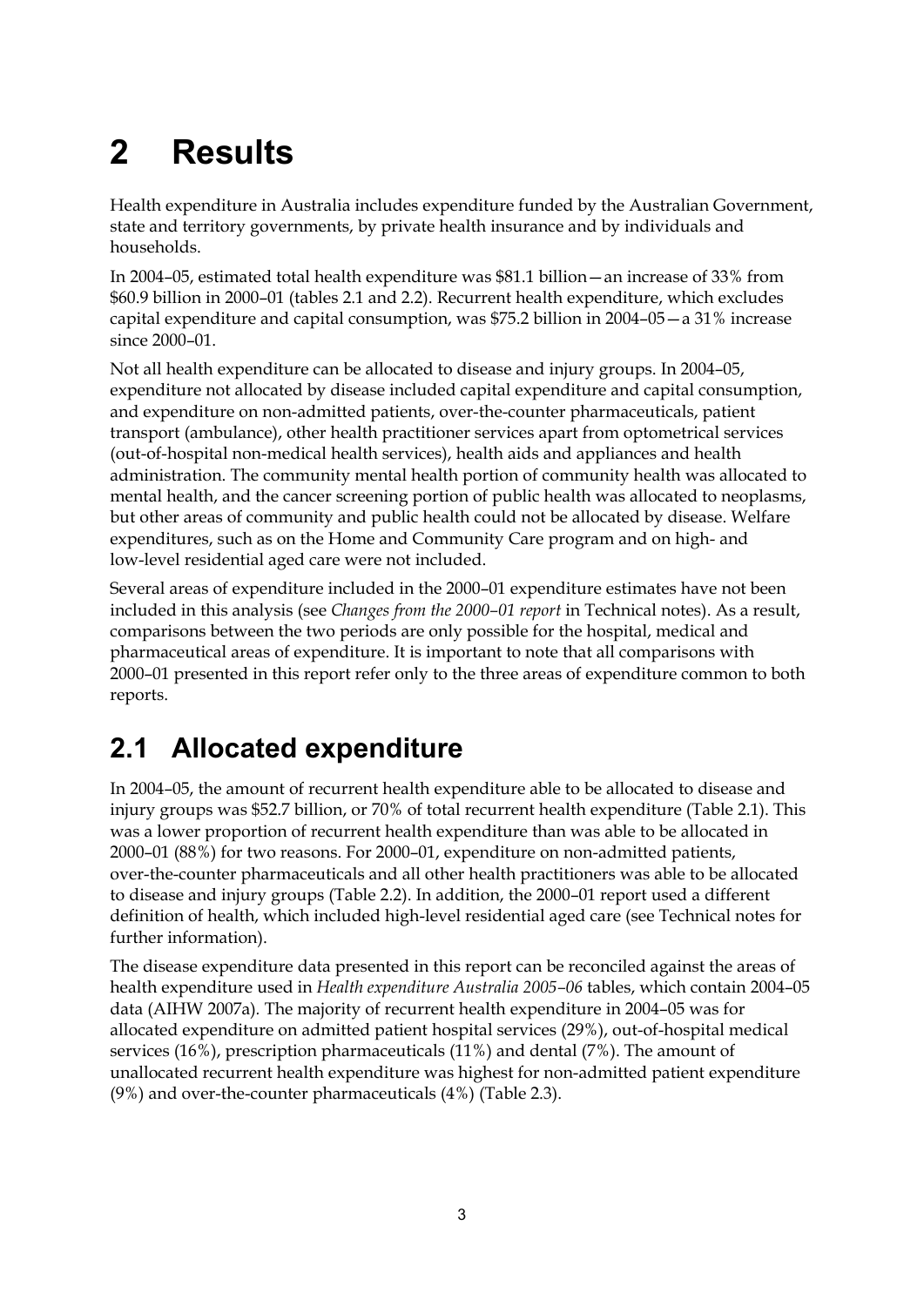# 2 Results

Health expenditure in Australia includes expenditure funded by the Australian Government, state and territory governments, by private health insurance and by individuals and households.

In 2004–05, estimated total health expenditure was $81.1 billion—an increase of 33% from $60.9 billion in 2000–01 (tables 2.1 and 2.2). Recurrent health expenditure, which excludes capital expenditure and capital consumption, was $75.2 billion in 2004–05—a 31% increase since 2000–01.

Not all health expenditure can be allocated to disease and injury groups. In 2004–05, expenditure not allocated by disease included capital expenditure and capital consumption, and expenditure on non-admitted patients, over-the-counter pharmaceuticals, patient transport (ambulance), other health practitioner services apart from optometrical services (out-of-hospital non-medical health services), health aids and appliances and health administration. The community mental health portion of community health was allocated to mental health, and the cancer screening portion of public health was allocated to neoplasms, but other areas of community and public health could not be allocated by disease. Welfare expenditures, such as on the Home and Community Care program and on high- and low-level residential aged care were not included.

Several areas of expenditure included in the 2000–01 expenditure estimates have not been included in this analysis (see *Changes from the 2000–01 report* in Technical notes). As a result, comparisons between the two periods are only possible for the hospital, medical and pharmaceutical areas of expenditure. It is important to note that all comparisons with 2000–01 presented in this report refer only to the three areas of expenditure common to both reports.

## 2.1 Allocated expenditure

In 2004–05, the amount of recurrent health expenditure able to be allocated to disease and injury groups was $52.7 billion, or 70% of total recurrent health expenditure (Table 2.1). This was a lower proportion of recurrent health expenditure than was able to be allocated in 2000–01 (88%) for two reasons. For 2000–01, expenditure on non-admitted patients, over-the-counter pharmaceuticals and all other health practitioners was able to be allocated to disease and injury groups (Table 2.2). In addition, the 2000–01 report used a different definition of health, which included high-level residential aged care (see Technical notes for further information).

The disease expenditure data presented in this report can be reconciled against the areas of health expenditure used in *Health expenditure Australia 2005–06* tables, which contain 2004–05 data (AIHW 2007a). The majority of recurrent health expenditure in 2004–05 was for allocated expenditure on admitted patient hospital services (29%), out-of-hospital medical services (16%), prescription pharmaceuticals (11%) and dental (7%). The amount of unallocated recurrent health expenditure was highest for non-admitted patient expenditure (9%) and over-the-counter pharmaceuticals (4%) (Table 2.3).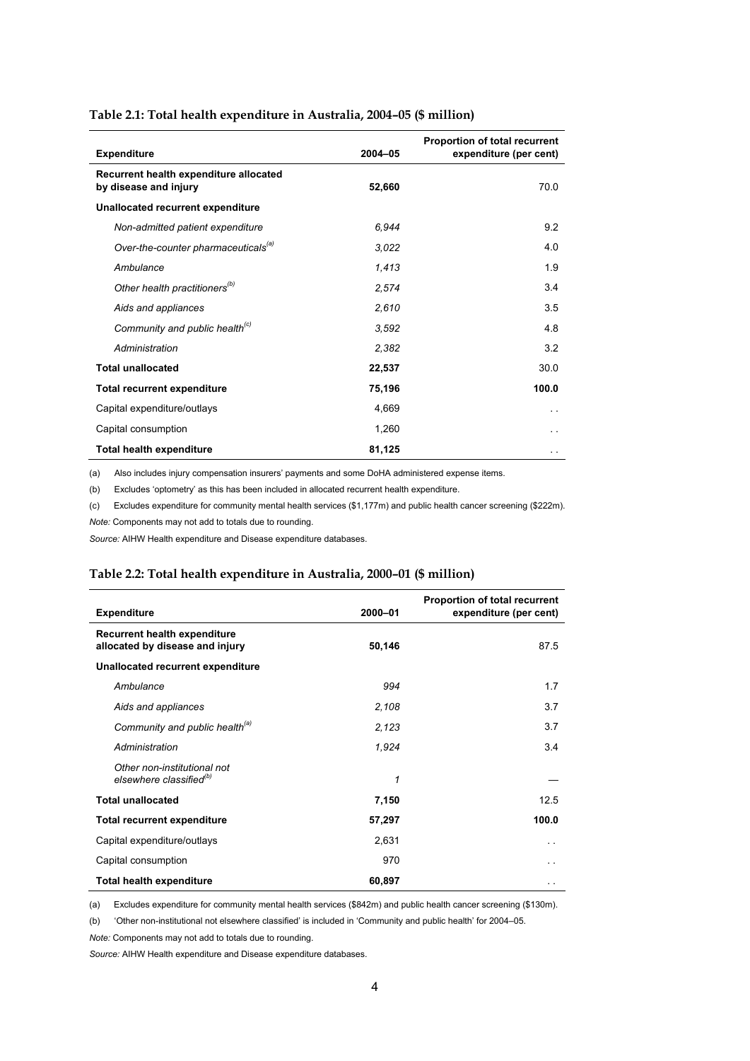**Table 2.1: Total health expenditure in Australia, 2004–05 ($ million)**

| Expenditure | 2004–05 | Proportion of total recurrent expenditure (per cent) |
|---|---|---|
| **Recurrent health expenditure allocated by disease and injury** | **52,660** | 70.0 |
| **Unallocated recurrent expenditure** | | |
| *Non-admitted patient expenditure* | *6,944* | 9.2 |
| *Over-the-counter pharmaceuticals[(a)]* | *3,022* | 4.0 |
| *Ambulance* | *1,413* | 1.9 |
| *Other health practitioners[(b)]* | *2,574* | 3.4 |
| *Aids and appliances* | *2,610* | 3.5 |
| *Community and public health[(c)]* | *3,592* | 4.8 |
| *Administration* | *2,382* | 3.2 |
| **Total unallocated** | **22,537** | 30.0 |
| **Total recurrent expenditure** | **75,196** | **100.0** |
| Capital expenditure/outlays | 4,669 | . . |
| Capital consumption | 1,260 | . . |
| **Total health expenditure** | **81,125** | . . |

(a) Also includes injury compensation insurers' payments and some DoHA administered expense items.

(b) Excludes 'optometry' as this has been included in allocated recurrent health expenditure.

(c) Excludes expenditure for community mental health services ($1,177m) and public health cancer screening ($222m).

*Note:* Components may not add to totals due to rounding.

*Source:* AIHW Health expenditure and Disease expenditure databases.

**Table 2.2: Total health expenditure in Australia, 2000–01 ($ million)**

| Expenditure | 2000–01 | Proportion of total recurrent expenditure (per cent) |
|---|---|---|
| **Recurrent health expenditure allocated by disease and injury** | **50,146** | 87.5 |
| **Unallocated recurrent expenditure** | | |
| *Ambulance* | *994* | 1.7 |
| *Aids and appliances* | *2,108* | 3.7 |
| *Community and public health[(a)]* | *2,123* | 3.7 |
| *Administration* | *1,924* | 3.4 |
| *Other non-institutional not elsewhere classified[(b)]* | *1* | — |
| **Total unallocated** | **7,150** | 12.5 |
| **Total recurrent expenditure** | **57,297** | **100.0** |
| Capital expenditure/outlays | 2,631 | . . |
| Capital consumption | 970 | . . |
| **Total health expenditure** | **60,897** | . . |

(a) Excludes expenditure for community mental health services ($842m) and public health cancer screening ($130m).

(b) 'Other non-institutional not elsewhere classified' is included in 'Community and public health' for 2004–05.

*Note:* Components may not add to totals due to rounding.

*Source:* AIHW Health expenditure and Disease expenditure databases.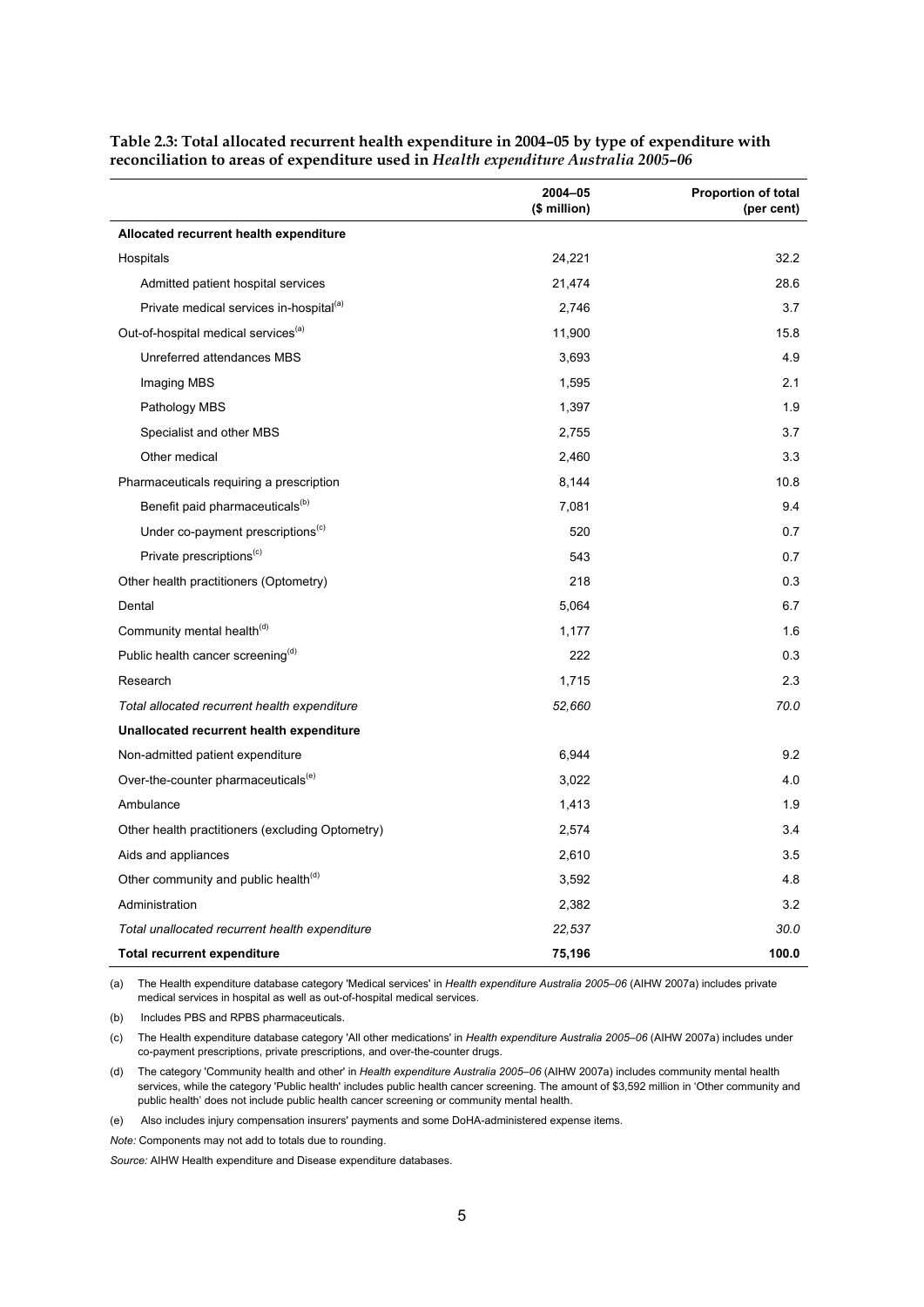**Table 2.3: Total allocated recurrent health expenditure in 2004–05 by type of expenditure with reconciliation to areas of expenditure used in *Health expenditure Australia 2005–06***

| | 2004–05 ($ million) | Proportion of total (per cent) |
|---|---|---|
| **Allocated recurrent health expenditure** | | |
| Hospitals | 24,221 | 32.2 |
| Admitted patient hospital services | 21,474 | 28.6 |
| Private medical services in-hospital[(a)] | 2,746 | 3.7 |
| Out-of-hospital medical services[(a)] | 11,900 | 15.8 |
| Unreferred attendances MBS | 3,693 | 4.9 |
| Imaging MBS | 1,595 | 2.1 |
| Pathology MBS | 1,397 | 1.9 |
| Specialist and other MBS | 2,755 | 3.7 |
| Other medical | 2,460 | 3.3 |
| Pharmaceuticals requiring a prescription | 8,144 | 10.8 |
| Benefit paid pharmaceuticals[(b)] | 7,081 | 9.4 |
| Under co-payment prescriptions[(c)] | 520 | 0.7 |
| Private prescriptions[(c)] | 543 | 0.7 |
| Other health practitioners (Optometry) | 218 | 0.3 |
| Dental | 5,064 | 6.7 |
| Community mental health[(d)] | 1,177 | 1.6 |
| Public health cancer screening[(d)] | 222 | 0.3 |
| Research | 1,715 | 2.3 |
| *Total allocated recurrent health expenditure* | *52,660* | *70.0* |
| **Unallocated recurrent health expenditure** | | |
| Non-admitted patient expenditure | 6,944 | 9.2 |
| Over-the-counter pharmaceuticals[(e)] | 3,022 | 4.0 |
| Ambulance | 1,413 | 1.9 |
| Other health practitioners (excluding Optometry) | 2,574 | 3.4 |
| Aids and appliances | 2,610 | 3.5 |
| Other community and public health[(d)] | 3,592 | 4.8 |
| Administration | 2,382 | 3.2 |
| *Total unallocated recurrent health expenditure* | *22,537* | *30.0* |
| **Total recurrent expenditure** | **75,196** | **100.0** |

(a) The Health expenditure database category 'Medical services' in *Health expenditure Australia 2005–06* (AIHW 2007a) includes private medical services in hospital as well as out-of-hospital medical services.

(b) Includes PBS and RPBS pharmaceuticals.

(c) The Health expenditure database category 'All other medications' in *Health expenditure Australia 2005–06* (AIHW 2007a) includes under co-payment prescriptions, private prescriptions, and over-the-counter drugs.

(d) The category 'Community health and other' in *Health expenditure Australia 2005–06* (AIHW 2007a) includes community mental health services, while the category 'Public health' includes public health cancer screening. The amount of $3,592 million in 'Other community and public health' does not include public health cancer screening or community mental health.

(e) Also includes injury compensation insurers' payments and some DoHA-administered expense items.

*Note:* Components may not add to totals due to rounding.

*Source:* AIHW Health expenditure and Disease expenditure databases.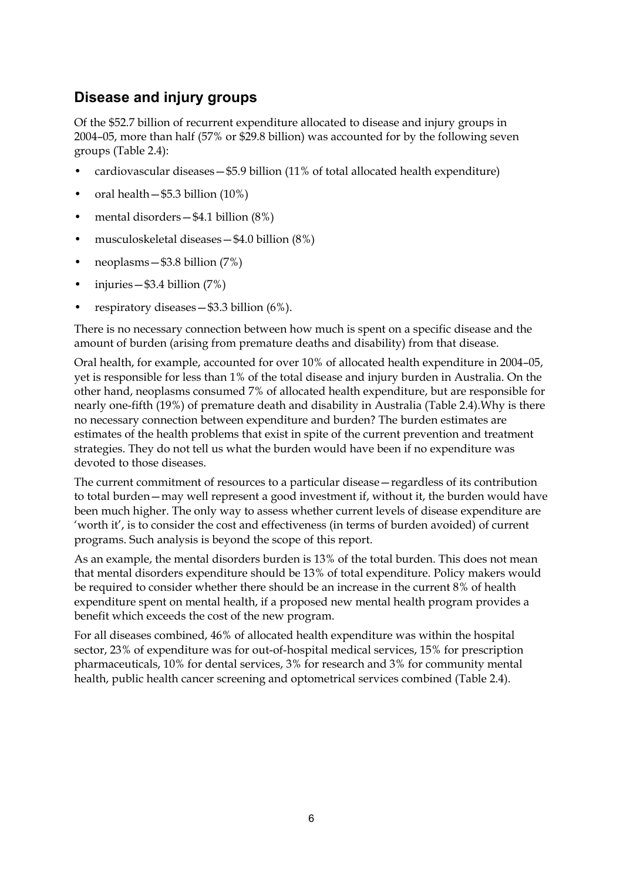## Disease and injury groups

Of the $52.7 billion of recurrent expenditure allocated to disease and injury groups in 2004–05, more than half (57% or $29.8 billion) was accounted for by the following seven groups (Table 2.4):

- cardiovascular diseases—$5.9 billion (11% of total allocated health expenditure)
- oral health—$5.3 billion (10%)
- mental disorders—$4.1 billion (8%)
- musculoskeletal diseases—$4.0 billion (8%)
- neoplasms—$3.8 billion (7%)
- injuries—$3.4 billion (7%)
- respiratory diseases—$3.3 billion (6%).

There is no necessary connection between how much is spent on a specific disease and the amount of burden (arising from premature deaths and disability) from that disease.

Oral health, for example, accounted for over 10% of allocated health expenditure in 2004–05, yet is responsible for less than 1% of the total disease and injury burden in Australia. On the other hand, neoplasms consumed 7% of allocated health expenditure, but are responsible for nearly one-fifth (19%) of premature death and disability in Australia (Table 2.4).Why is there no necessary connection between expenditure and burden? The burden estimates are estimates of the health problems that exist in spite of the current prevention and treatment strategies. They do not tell us what the burden would have been if no expenditure was devoted to those diseases.

The current commitment of resources to a particular disease—regardless of its contribution to total burden—may well represent a good investment if, without it, the burden would have been much higher. The only way to assess whether current levels of disease expenditure are 'worth it', is to consider the cost and effectiveness (in terms of burden avoided) of current programs. Such analysis is beyond the scope of this report.

As an example, the mental disorders burden is 13% of the total burden. This does not mean that mental disorders expenditure should be 13% of total expenditure. Policy makers would be required to consider whether there should be an increase in the current 8% of health expenditure spent on mental health, if a proposed new mental health program provides a benefit which exceeds the cost of the new program.

For all diseases combined, 46% of allocated health expenditure was within the hospital sector, 23% of expenditure was for out-of-hospital medical services, 15% for prescription pharmaceuticals, 10% for dental services, 3% for research and 3% for community mental health, public health cancer screening and optometrical services combined (Table 2.4).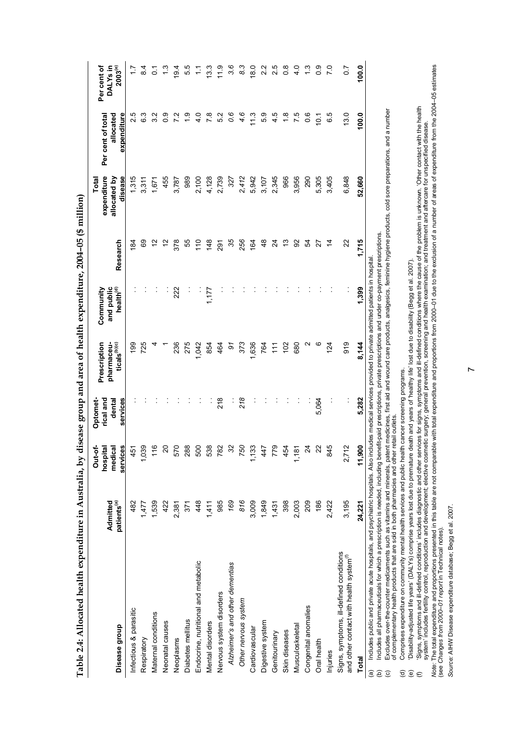**Table 2.4: Allocated health expenditure in Australia, by disease group and area of health expenditure, 2004–05 ($ million)**

| Disease group | Admitted patients[(a)] | Out-of-hospital medical services | Optometrical and dental services | Prescription pharmaceuticals[(b)(c)] | Community and public health[(d)] | Research | Total expenditure allocated by disease | Per cent of total allocated expenditure | Per cent of DALYs in 2003[(e)] |
|---|---|---|---|---|---|---|---|---|---|
| Infectious & parasitic | 482 | 451 | . . | 199 | . . | 184 | 1,315 | 2.5 | 1.7 |
| Respiratory | 1,477 | 1,039 | . . | 725 | . . | 69 | 3,311 | 6.3 | 8.4 |
| Maternal conditions | 1,539 | 116 | . . | 4 | . . | 12 | 1,671 | 3.2 | 0.1 |
| Neonatal causes | 422 | 20 | . . | 1 | . . | 12 | 455 | 0.9 | 1.3 |
| Neoplasms | 2,381 | 570 | . . | 236 | 222 | 378 | 3,787 | 7.2 | 19.4 |
| Diabetes mellitus | 371 | 288 | . . | 275 | . . | 55 | 989 | 1.9 | 5.5 |
| Endocrine, nutritional and metabolic | 448 | 500 | . . | 1,042 | . . | 110 | 2,100 | 4.0 | 1.1 |
| Mental disorders | 1,411 | 538 | . . | 854 | 1,177 | 148 | 4,128 | 7.8 | 13.3 |
| Nervous system disorders | 985 | 782 | 218 | 464 | . . | 291 | 2,739 | 5.2 | 11.9 |
| *Alzheimer's and other dementias* | *169* | *32* | . . | *91* | . . | *35* | *327* | *0.6* | *3.6* |
| *Other nervous system* | *816* | *750* | *218* | *373* | . . | *256* | *2,412* | *4.6* | *8.3* |
| Cardiovascular | 3,009 | 1,133 | . . | 1,636 | . . | 164 | 5,942 | 11.3 | 18.0 |
| Digestive system | 1,849 | 447 | . . | 764 | . . | 48 | 3,107 | 5.9 | 2.2 |
| Genitourinary | 1,431 | 779 | . . | 111 | . . | 24 | 2,345 | 4.5 | 2.5 |
| Skin diseases | 398 | 454 | . . | 102 | . . | 13 | 966 | 1.8 | 0.8 |
| Musculoskeletal | 2,003 | 1,181 | . . | 680 | . . | 92 | 3,956 | 7.5 | 4.0 |
| Congenital anomalies | 209 | 24 | . . | 2 | . . | 54 | 290 | 0.6 | 1.3 |
| Oral health | 186 | 22 | 5,064 | 6 | . . | 27 | 5,305 | 10.1 | 0.9 |
| Injuries | 2,422 | 845 | . . | 124 | . . | 14 | 3,405 | 6.5 | 7.0 |
| Signs, symptoms, ill-defined conditions and other contact with health system[(f)] | 3,195 | 2,712 | . . | 919 | . . | 22 | 6,848 | 13.0 | 0.7 |
| **Total** | **24,221** | **11,900** | **5,282** | **8,144** | **1,399** | **1,715** | **52,660** | **100.0** | **100.0** |

(a) Includes public and private acute hospitals, and psychiatric hospitals. Also includes medical services provided to private admitted patients in hospital.
(b) Includes all pharmaceuticals for which a prescription is needed, including benefit-paid prescriptions, private prescriptions and under co-payment prescriptions.
(c) Excludes over-the-counter medicaments such as vitamins and minerals, patent medicines, first aid and wound care products, analgesics, feminine hygiene products, cold sore preparations, and a number of complementary health products that are sold in both pharmacies and other retail outlets.
(d) Comprises expenditure on community mental health services and public health cancer screening programs.
(e) 'Disability-adjusted life years' (DALYs) comprise years lost due to premature death and years of 'healthy life' lost due to disability (Begg et al. 2007).
(f) 'Signs, symptoms and ill-defined conditions' includes diagnostic and other services for signs, symptoms and ill-defined conditions where the cause of the problem is unknown. 'Other contact with the health system' includes fertility control, reproduction and development; elective cosmetic surgery; general prevention, screening and health examination; and treatment and aftercare for unspecified disease.

*Note:* The total expenditure and proportions presented in this table are not comparable with total expenditure and proportions from 2000–01 due to the exclusion of a number of areas of expenditure from the 2004–05 estimates (see *Changes from 2000–01 report* in Technical notes).

*Source:* AIHW Disease expenditure database; Begg et al. 2007.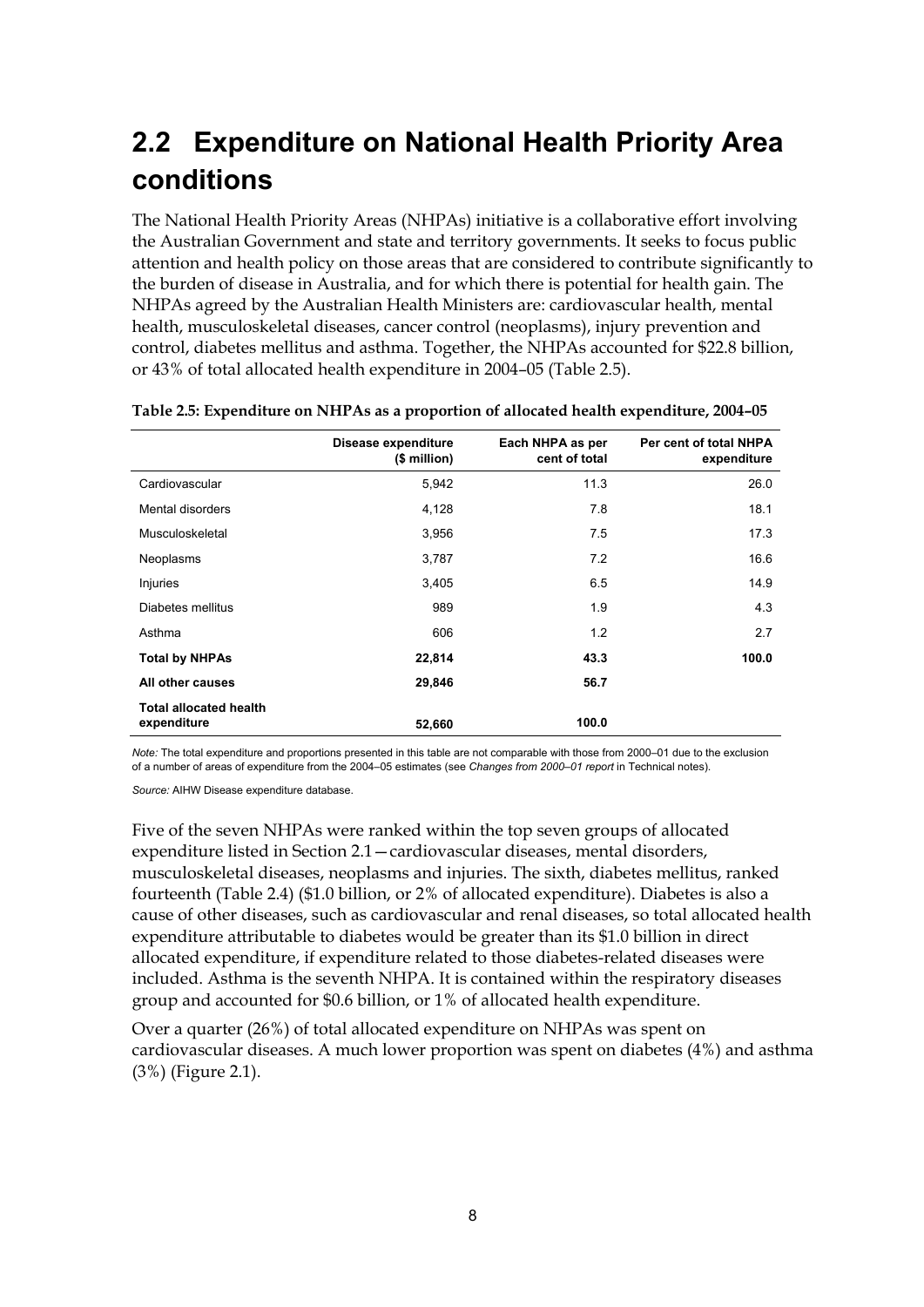## 2.2 Expenditure on National Health Priority Area conditions

The National Health Priority Areas (NHPAs) initiative is a collaborative effort involving the Australian Government and state and territory governments. It seeks to focus public attention and health policy on those areas that are considered to contribute significantly to the burden of disease in Australia, and for which there is potential for health gain. The NHPAs agreed by the Australian Health Ministers are: cardiovascular health, mental health, musculoskeletal diseases, cancer control (neoplasms), injury prevention and control, diabetes mellitus and asthma. Together, the NHPAs accounted for $22.8 billion, or 43% of total allocated health expenditure in 2004–05 (Table 2.5).

**Table 2.5: Expenditure on NHPAs as a proportion of allocated health expenditure, 2004–05**

| | Disease expenditure ($ million) | Each NHPA as per cent of total | Per cent of total NHPA expenditure |
|---|---|---|---|
| Cardiovascular | 5,942 | 11.3 | 26.0 |
| Mental disorders | 4,128 | 7.8 | 18.1 |
| Musculoskeletal | 3,956 | 7.5 | 17.3 |
| Neoplasms | 3,787 | 7.2 | 16.6 |
| Injuries | 3,405 | 6.5 | 14.9 |
| Diabetes mellitus | 989 | 1.9 | 4.3 |
| Asthma | 606 | 1.2 | 2.7 |
| **Total by NHPAs** | **22,814** | **43.3** | **100.0** |
| **All other causes** | **29,846** | **56.7** | |
| **Total allocated health expenditure** | **52,660** | **100.0** | |

*Note:* The total expenditure and proportions presented in this table are not comparable with those from 2000–01 due to the exclusion of a number of areas of expenditure from the 2004–05 estimates (see *Changes from 2000–01 report* in Technical notes).

*Source:* AIHW Disease expenditure database.

Five of the seven NHPAs were ranked within the top seven groups of allocated expenditure listed in Section 2.1—cardiovascular diseases, mental disorders, musculoskeletal diseases, neoplasms and injuries. The sixth, diabetes mellitus, ranked fourteenth (Table 2.4) ($1.0 billion, or 2% of allocated expenditure). Diabetes is also a cause of other diseases, such as cardiovascular and renal diseases, so total allocated health expenditure attributable to diabetes would be greater than its $1.0 billion in direct allocated expenditure, if expenditure related to those diabetes-related diseases were included. Asthma is the seventh NHPA. It is contained within the respiratory diseases group and accounted for $0.6 billion, or 1% of allocated health expenditure.

Over a quarter (26%) of total allocated expenditure on NHPAs was spent on cardiovascular diseases. A much lower proportion was spent on diabetes (4%) and asthma (3%) (Figure 2.1).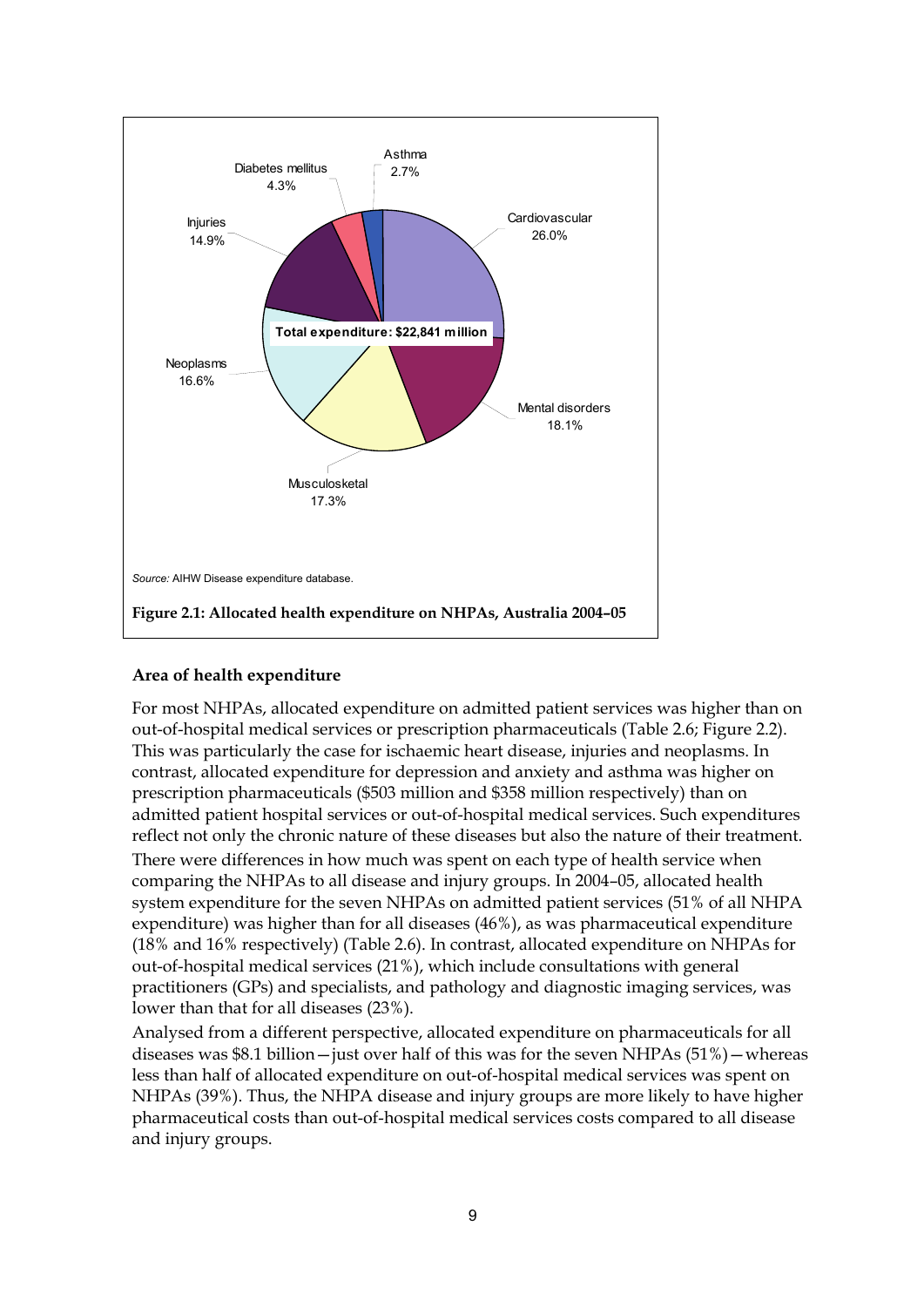Diabetes mellitus 4.3%

Asthma 2.7%

Cardiovascular 26.0%

Injuries 14.9%

Total expenditure: $22,841 million

Neoplasms 16.6%

Mental disorders 18.1%

Musculoskeletal 17.3%

*Source:* AIHW Disease expenditure database.

**Figure 2.1: Allocated health expenditure on NHPAs, Australia 2004–05**

### Area of health expenditure

For most NHPAs, allocated expenditure on admitted patient services was higher than on out-of-hospital medical services or prescription pharmaceuticals (Table 2.6; Figure 2.2). This was particularly the case for ischaemic heart disease, injuries and neoplasms. In contrast, allocated expenditure for depression and anxiety and asthma was higher on prescription pharmaceuticals ($503 million and $358 million respectively) than on admitted patient hospital services or out-of-hospital medical services. Such expenditures reflect not only the chronic nature of these diseases but also the nature of their treatment.

There were differences in how much was spent on each type of health service when comparing the NHPAs to all disease and injury groups. In 2004–05, allocated health system expenditure for the seven NHPAs on admitted patient services (51% of all NHPA expenditure) was higher than for all diseases (46%), as was pharmaceutical expenditure (18% and 16% respectively) (Table 2.6). In contrast, allocated expenditure on NHPAs for out-of-hospital medical services (21%), which include consultations with general practitioners (GPs) and specialists, and pathology and diagnostic imaging services, was lower than that for all diseases (23%).

Analysed from a different perspective, allocated expenditure on pharmaceuticals for all diseases was $8.1 billion—just over half of this was for the seven NHPAs (51%)—whereas less than half of allocated expenditure on out-of-hospital medical services was spent on NHPAs (39%). Thus, the NHPA disease and injury groups are more likely to have higher pharmaceutical costs than out-of-hospital medical services costs compared to all disease and injury groups.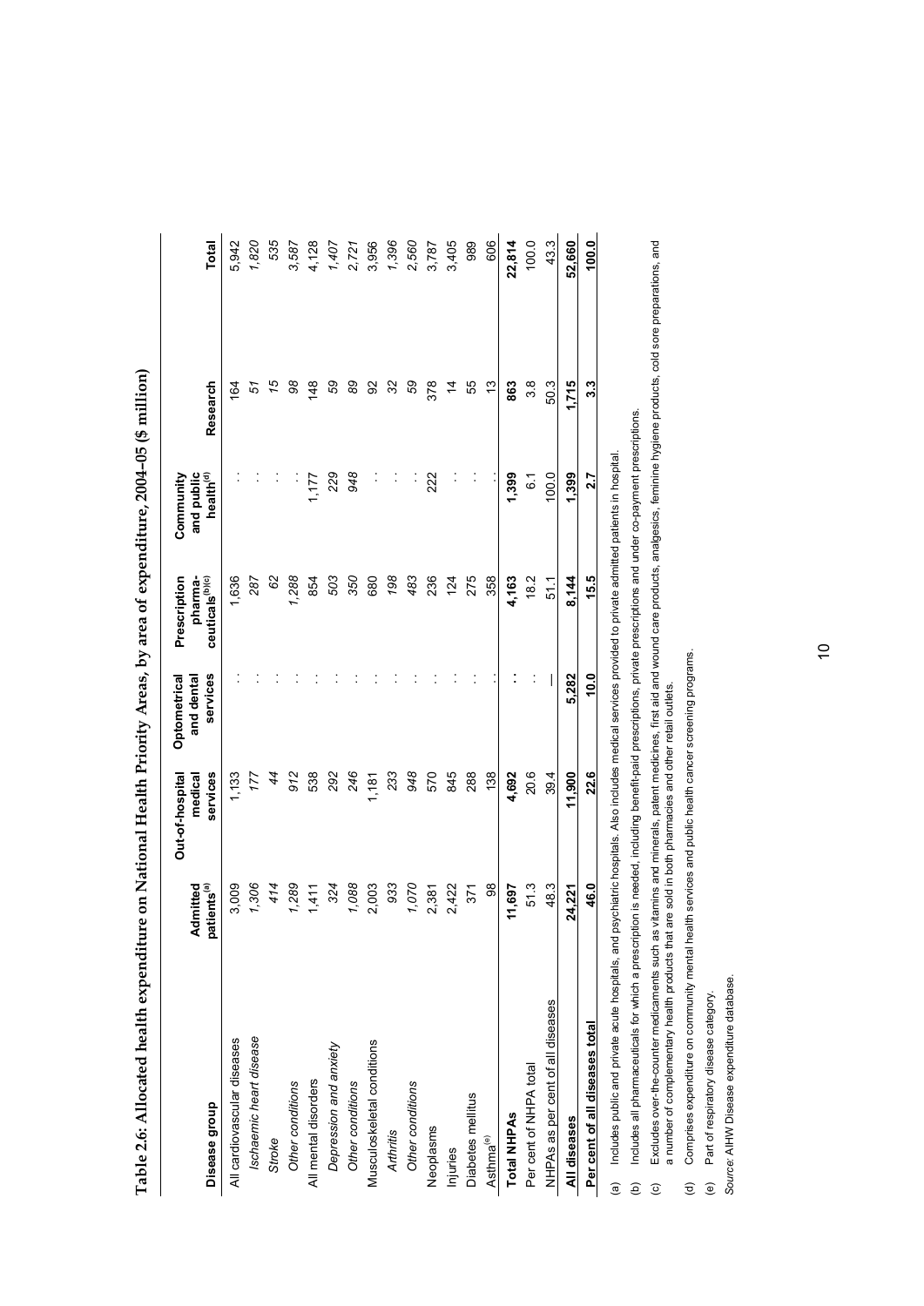**Table 2.6: Allocated health expenditure on National Health Priority Areas, by area of expenditure, 2004–05 ($ million)**

| Disease group | Admitted patients[(a)] | Out-of-hospital medical services | Optometrical and dental services | Prescription pharma-ceuticals[(b)(c)] | Community and public health[(d)] | Research | Total |
|---|---|---|---|---|---|---|---|
| All cardiovascular diseases | 3,009 | 1,133 | . . | 1,636 | . . | 164 | 5,942 |
| *Ischaemic heart disease* | *1,306* | *177* | . . | *287* | . . | *51* | *1,820* |
| *Stroke* | *414* | *44* | . . | *62* | . . | *15* | *535* |
| *Other conditions* | *1,289* | *912* | . . | *1,288* | . . | *98* | *3,587* |
| All mental disorders | 1,411 | 538 | . . | 854 | 1,177 | 148 | 4,128 |
| *Depression and anxiety* | *324* | *292* | . . | *503* | *229* | *59* | *1,407* |
| *Other conditions* | *1,088* | *246* | . . | *350* | *948* | *89* | *2,721* |
| Musculoskeletal conditions | 2,003 | 1,181 | . . | 680 | . . | 92 | 3,956 |
| *Arthritis* | *933* | *233* | . . | *198* | . . | *32* | *1,396* |
| *Other conditions* | *1,070* | *948* | . . | *483* | . . | *59* | *2,560* |
| Neoplasms | 2,381 | 570 | . . | 236 | 222 | 378 | 3,787 |
| Injuries | 2,422 | 845 | . . | 124 | . . | 14 | 3,405 |
| Diabetes mellitus | 371 | 288 | . . | 275 | . . | 55 | 989 |
| Asthma[(e)] | 98 | 138 | . . | 358 | . . | 13 | 606 |
| **Total NHPAs** | **11,697** | **4,692** | **. .** | **4,163** | **1,399** | **863** | **22,814** |
| Per cent of NHPA total | 51.3 | 20.6 | . . | 18.2 | 6.1 | 3.8 | 100.0 |
| NHPAs as per cent of all diseases | 48.3 | 39.4 | — | 51.1 | 100.0 | 50.3 | 43.3 |
| **All diseases** | **24,221** | **11,900** | **5,282** | **8,144** | **1,399** | **1,715** | **52,660** |
| **Per cent of all diseases total** | **46.0** | **22.6** | **10.0** | **15.5** | **2.7** | **3.3** | **100.0** |

(a) Includes public and private acute hospitals, and psychiatric hospitals. Also includes medical services provided to private admitted patients in hospital.

(b) Includes all pharmaceuticals for which a prescription is needed, including benefit-paid prescriptions, private prescriptions and under co-payment prescriptions.

(c) Excludes over-the-counter medicaments such as vitamins and minerals, patent medicines, first aid and wound care products, analgesics, feminine hygiene products, cold sore preparations, and a number of complementary health products that are sold in both pharmacies and other retail outlets.

(d) Comprises expenditure on community mental health services and public health cancer screening programs.

(e) Part of respiratory disease category.

*Source:* AIHW Disease expenditure database.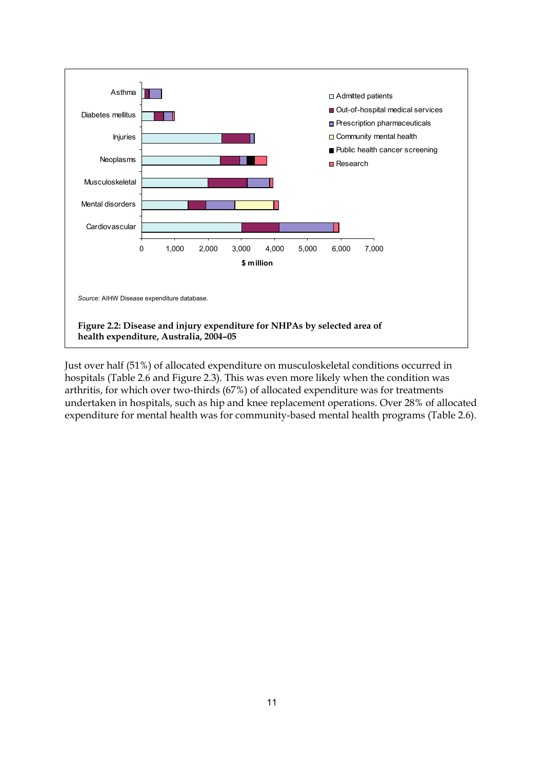Source: AIHW Disease expenditure database.

**Figure 2.2: Disease and injury expenditure for NHPAs by selected area of health expenditure, Australia, 2004–05**

Just over half (51%) of allocated expenditure on musculoskeletal conditions occurred in hospitals (Table 2.6 and Figure 2.3). This was even more likely when the condition was arthritis, for which over two-thirds (67%) of allocated expenditure was for treatments undertaken in hospitals, such as hip and knee replacement operations. Over 28% of allocated expenditure for mental health was for community-based mental health programs (Table 2.6).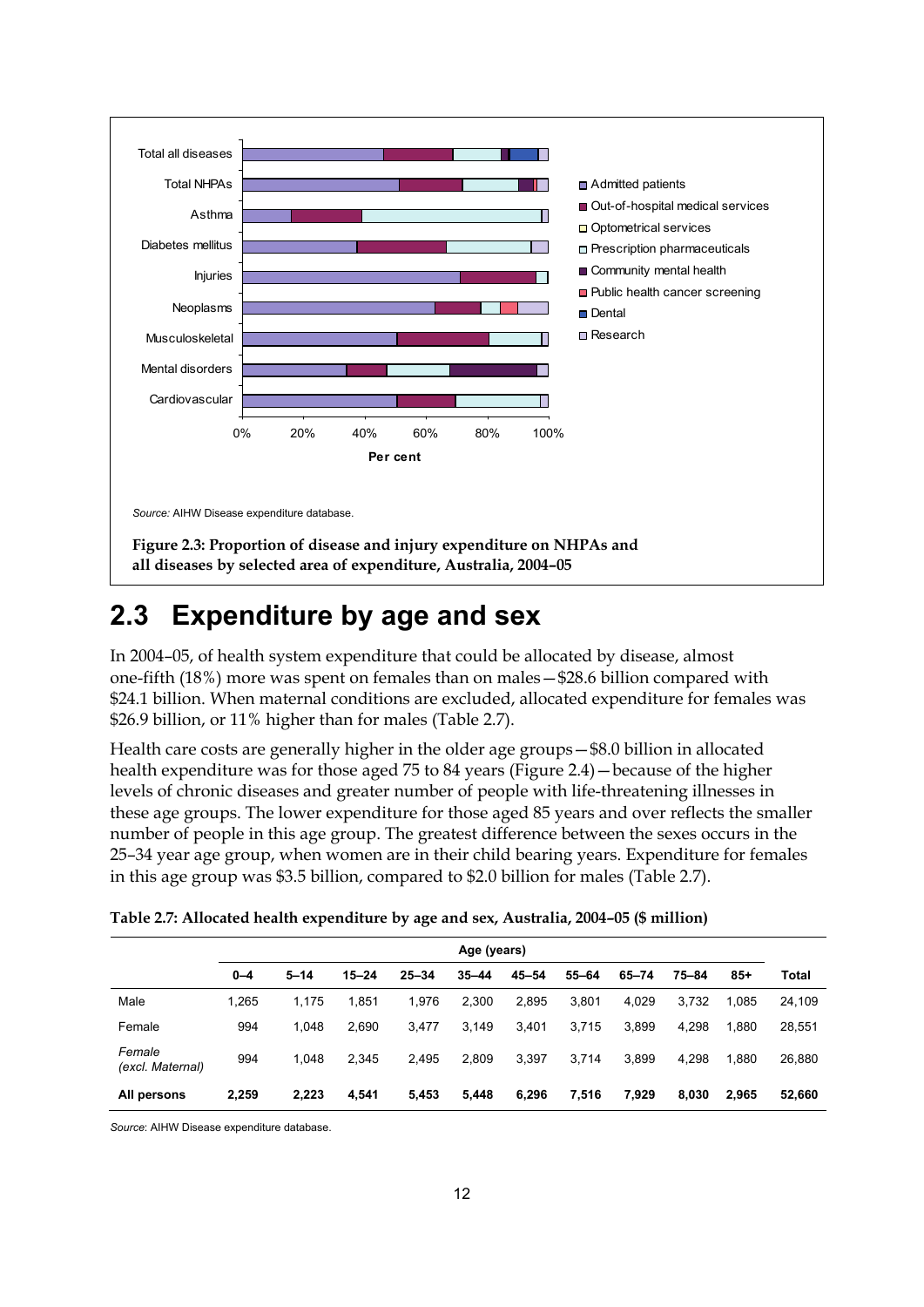Source: AIHW Disease expenditure database.

**Figure 2.3: Proportion of disease and injury expenditure on NHPAs and all diseases by selected area of expenditure, Australia, 2004–05**

## 2.3 Expenditure by age and sex

In 2004–05, of health system expenditure that could be allocated by disease, almost one-fifth (18%) more was spent on females than on males—$28.6 billion compared with $24.1 billion. When maternal conditions are excluded, allocated expenditure for females was $26.9 billion, or 11% higher than for males (Table 2.7).

Health care costs are generally higher in the older age groups—$8.0 billion in allocated health expenditure was for those aged 75 to 84 years (Figure 2.4)—because of the higher levels of chronic diseases and greater number of people with life-threatening illnesses in these age groups. The lower expenditure for those aged 85 years and over reflects the smaller number of people in this age group. The greatest difference between the sexes occurs in the 25–34 year age group, when women are in their child bearing years. Expenditure for females in this age group was $3.5 billion, compared to $2.0 billion for males (Table 2.7).

**Table 2.7: Allocated health expenditure by age and sex, Australia, 2004–05 ($ million)**

| | Age (years) | | | | | | | | | | |
|---|---|---|---|---|---|---|---|---|---|---|---|
| | 0–4 | 5–14 | 15–24 | 25–34 | 35–44 | 45–54 | 55–64 | 65–74 | 75–84 | 85+ | Total |
| Male | 1,265 | 1,175 | 1,851 | 1,976 | 2,300 | 2,895 | 3,801 | 4,029 | 3,732 | 1,085 | 24,109 |
| Female | 994 | 1,048 | 2,690 | 3,477 | 3,149 | 3,401 | 3,715 | 3,899 | 4,298 | 1,880 | 28,551 |
| *Female (excl. Maternal)* | 994 | 1,048 | 2,345 | 2,495 | 2,809 | 3,397 | 3,714 | 3,899 | 4,298 | 1,880 | 26,880 |
| **All persons** | **2,259** | **2,223** | **4,541** | **5,453** | **5,448** | **6,296** | **7,516** | **7,929** | **8,030** | **2,965** | **52,660** |

*Source*: AIHW Disease expenditure database.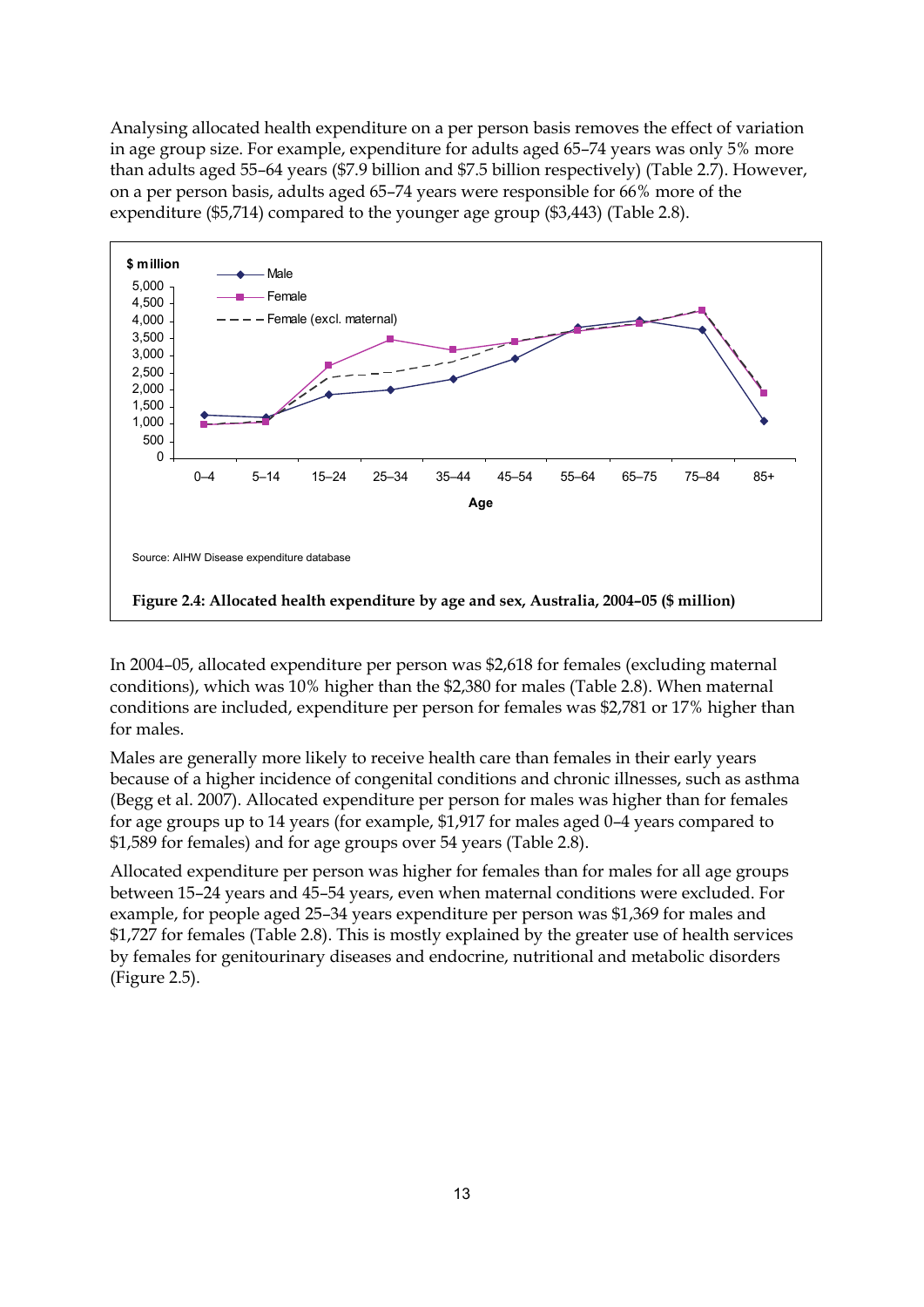Analysing allocated health expenditure on a per person basis removes the effect of variation in age group size. For example, expenditure for adults aged 65–74 years was only 5% more than adults aged 55–64 years ($7.9 billion and $7.5 billion respectively) (Table 2.7). However, on a per person basis, adults aged 65–74 years were responsible for 66% more of the expenditure ($5,714) compared to the younger age group ($3,443) (Table 2.8).

Source: AIHW Disease expenditure database

**Figure 2.4: Allocated health expenditure by age and sex, Australia, 2004–05 ($ million)**

In 2004–05, allocated expenditure per person was $2,618 for females (excluding maternal conditions), which was 10% higher than the $2,380 for males (Table 2.8). When maternal conditions are included, expenditure per person for females was $2,781 or 17% higher than for males.

Males are generally more likely to receive health care than females in their early years because of a higher incidence of congenital conditions and chronic illnesses, such as asthma (Begg et al. 2007). Allocated expenditure per person for males was higher than for females for age groups up to 14 years (for example, $1,917 for males aged 0–4 years compared to $1,589 for females) and for age groups over 54 years (Table 2.8).

Allocated expenditure per person was higher for females than for males for all age groups between 15–24 years and 45–54 years, even when maternal conditions were excluded. For example, for people aged 25–34 years expenditure per person was $1,369 for males and $1,727 for females (Table 2.8). This is mostly explained by the greater use of health services by females for genitourinary diseases and endocrine, nutritional and metabolic disorders (Figure 2.5).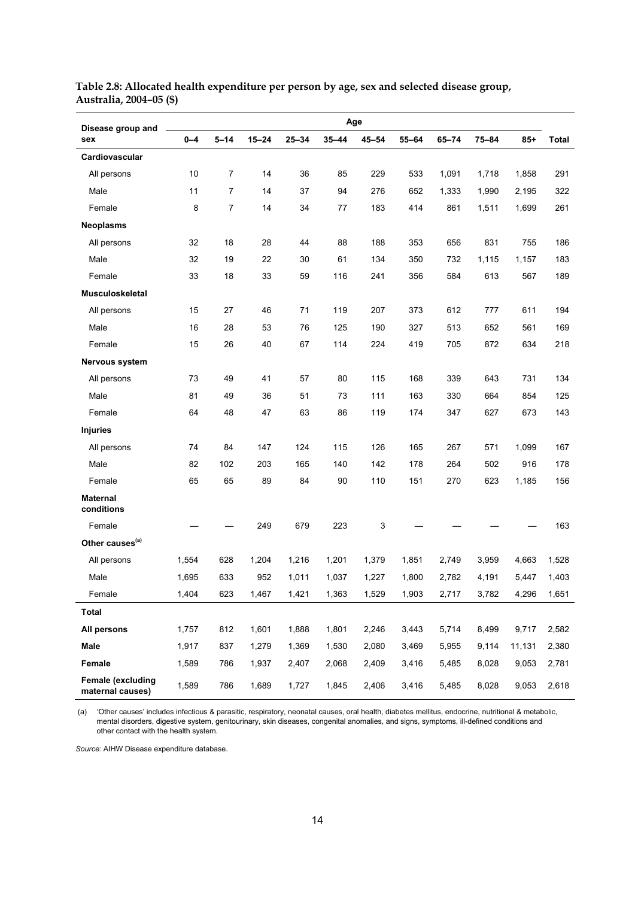**Table 2.8: Allocated health expenditure per person by age, sex and selected disease group, Australia, 2004–05 ($)**

| Disease group and sex | Age | | | | | | | | | | |
|---|---|---|---|---|---|---|---|---|---|---|---|
| | 0–4 | 5–14 | 15–24 | 25–34 | 35–44 | 45–54 | 55–64 | 65–74 | 75–84 | 85+ | Total |
| **Cardiovascular** | | | | | | | | | | | |
| All persons | 10 | 7 | 14 | 36 | 85 | 229 | 533 | 1,091 | 1,718 | 1,858 | 291 |
| Male | 11 | 7 | 14 | 37 | 94 | 276 | 652 | 1,333 | 1,990 | 2,195 | 322 |
| Female | 8 | 7 | 14 | 34 | 77 | 183 | 414 | 861 | 1,511 | 1,699 | 261 |
| **Neoplasms** | | | | | | | | | | | |
| All persons | 32 | 18 | 28 | 44 | 88 | 188 | 353 | 656 | 831 | 755 | 186 |
| Male | 32 | 19 | 22 | 30 | 61 | 134 | 350 | 732 | 1,115 | 1,157 | 183 |
| Female | 33 | 18 | 33 | 59 | 116 | 241 | 356 | 584 | 613 | 567 | 189 |
| **Musculoskeletal** | | | | | | | | | | | |
| All persons | 15 | 27 | 46 | 71 | 119 | 207 | 373 | 612 | 777 | 611 | 194 |
| Male | 16 | 28 | 53 | 76 | 125 | 190 | 327 | 513 | 652 | 561 | 169 |
| Female | 15 | 26 | 40 | 67 | 114 | 224 | 419 | 705 | 872 | 634 | 218 |
| **Nervous system** | | | | | | | | | | | |
| All persons | 73 | 49 | 41 | 57 | 80 | 115 | 168 | 339 | 643 | 731 | 134 |
| Male | 81 | 49 | 36 | 51 | 73 | 111 | 163 | 330 | 664 | 854 | 125 |
| Female | 64 | 48 | 47 | 63 | 86 | 119 | 174 | 347 | 627 | 673 | 143 |
| **Injuries** | | | | | | | | | | | |
| All persons | 74 | 84 | 147 | 124 | 115 | 126 | 165 | 267 | 571 | 1,099 | 167 |
| Male | 82 | 102 | 203 | 165 | 140 | 142 | 178 | 264 | 502 | 916 | 178 |
| Female | 65 | 65 | 89 | 84 | 90 | 110 | 151 | 270 | 623 | 1,185 | 156 |
| **Maternal conditions** | | | | | | | | | | | |
| Female | — | — | 249 | 679 | 223 | 3 | — | — | — | — | 163 |
| **Other causes[(a)]** | | | | | | | | | | | |
| All persons | 1,554 | 628 | 1,204 | 1,216 | 1,201 | 1,379 | 1,851 | 2,749 | 3,959 | 4,663 | 1,528 |
| Male | 1,695 | 633 | 952 | 1,011 | 1,037 | 1,227 | 1,800 | 2,782 | 4,191 | 5,447 | 1,403 |
| Female | 1,404 | 623 | 1,467 | 1,421 | 1,363 | 1,529 | 1,903 | 2,717 | 3,782 | 4,296 | 1,651 |
| **Total** | | | | | | | | | | | |
| **All persons** | 1,757 | 812 | 1,601 | 1,888 | 1,801 | 2,246 | 3,443 | 5,714 | 8,499 | 9,717 | 2,582 |
| **Male** | 1,917 | 837 | 1,279 | 1,369 | 1,530 | 2,080 | 3,469 | 5,955 | 9,114 | 11,131 | 2,380 |
| **Female** | 1,589 | 786 | 1,937 | 2,407 | 2,068 | 2,409 | 3,416 | 5,485 | 8,028 | 9,053 | 2,781 |
| **Female (excluding maternal causes)** | 1,589 | 786 | 1,689 | 1,727 | 1,845 | 2,406 | 3,416 | 5,485 | 8,028 | 9,053 | 2,618 |

(a) 'Other causes' includes infectious & parasitic, respiratory, neonatal causes, oral health, diabetes mellitus, endocrine, nutritional & metabolic, mental disorders, digestive system, genitourinary, skin diseases, congenital anomalies, and signs, symptoms, ill-defined conditions and other contact with the health system.

*Source:* AIHW Disease expenditure database.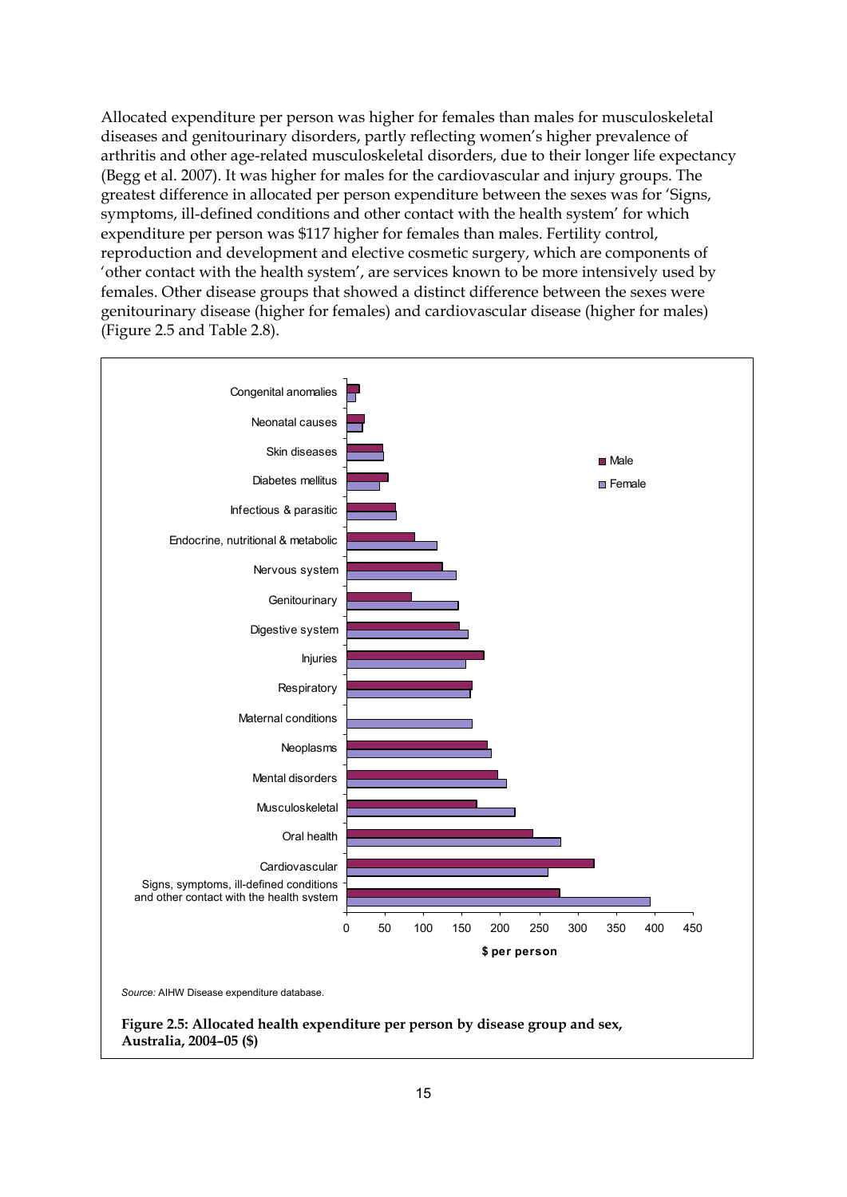Allocated expenditure per person was higher for females than males for musculoskeletal diseases and genitourinary disorders, partly reflecting women's higher prevalence of arthritis and other age-related musculoskeletal disorders, due to their longer life expectancy (Begg et al. 2007). It was higher for males for the cardiovascular and injury groups. The greatest difference in allocated per person expenditure between the sexes was for 'Signs, symptoms, ill-defined conditions and other contact with the health system' for which expenditure per person was $117 higher for females than males. Fertility control, reproduction and development and elective cosmetic surgery, which are components of 'other contact with the health system', are services known to be more intensively used by females. Other disease groups that showed a distinct difference between the sexes were genitourinary disease (higher for females) and cardiovascular disease (higher for males) (Figure 2.5 and Table 2.8).

*Source:* AIHW Disease expenditure database.

**Figure 2.5: Allocated health expenditure per person by disease group and sex, Australia, 2004–05 ($)**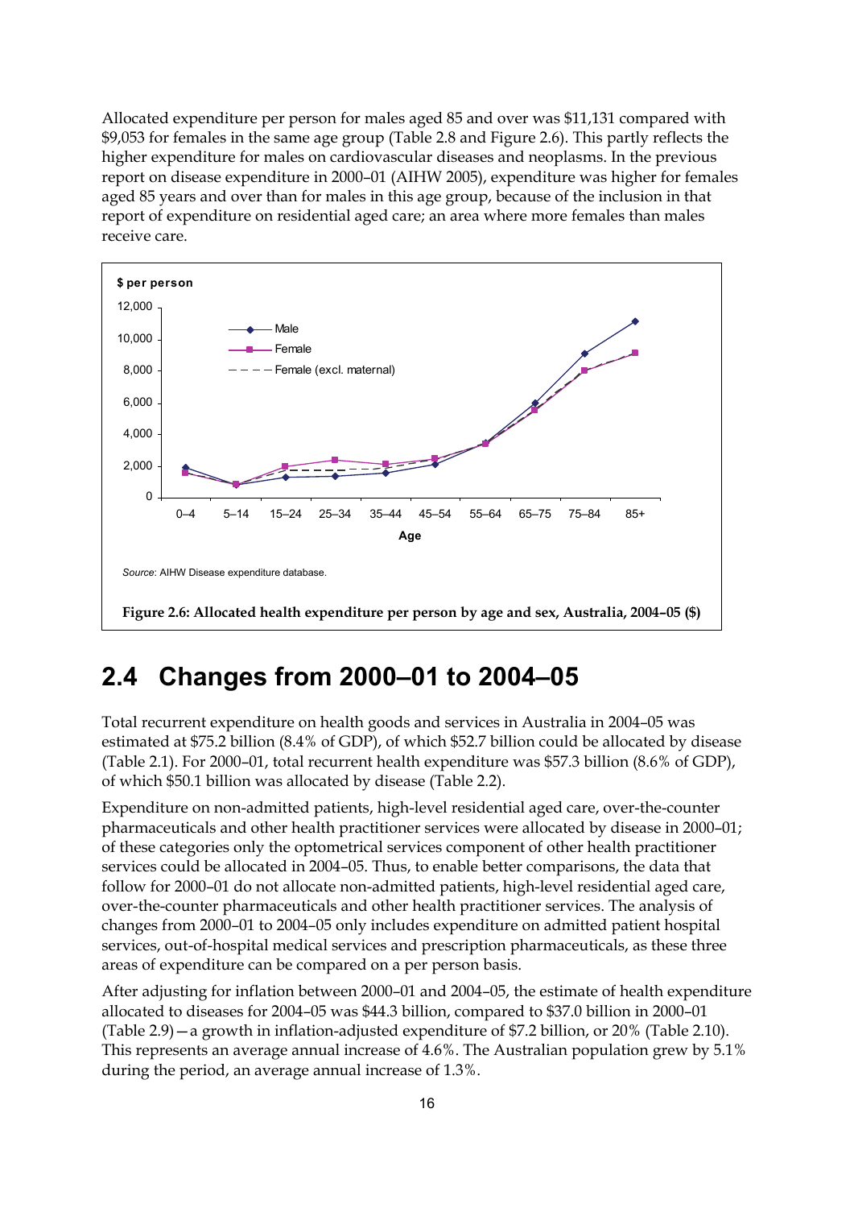Allocated expenditure per person for males aged 85 and over was $11,131 compared with $9,053 for females in the same age group (Table 2.8 and Figure 2.6). This partly reflects the higher expenditure for males on cardiovascular diseases and neoplasms. In the previous report on disease expenditure in 2000–01 (AIHW 2005), expenditure was higher for females aged 85 years and over than for males in this age group, because of the inclusion in that report of expenditure on residential aged care; an area where more females than males receive care.

*Source*: AIHW Disease expenditure database.

**Figure 2.6: Allocated health expenditure per person by age and sex, Australia, 2004–05 ($)**

## 2.4 Changes from 2000–01 to 2004–05

Total recurrent expenditure on health goods and services in Australia in 2004–05 was estimated at $75.2 billion (8.4% of GDP), of which $52.7 billion could be allocated by disease (Table 2.1). For 2000–01, total recurrent health expenditure was $57.3 billion (8.6% of GDP), of which $50.1 billion was allocated by disease (Table 2.2).

Expenditure on non-admitted patients, high-level residential aged care, over-the-counter pharmaceuticals and other health practitioner services were allocated by disease in 2000–01; of these categories only the optometrical services component of other health practitioner services could be allocated in 2004–05. Thus, to enable better comparisons, the data that follow for 2000–01 do not allocate non-admitted patients, high-level residential aged care, over-the-counter pharmaceuticals and other health practitioner services. The analysis of changes from 2000–01 to 2004–05 only includes expenditure on admitted patient hospital services, out-of-hospital medical services and prescription pharmaceuticals, as these three areas of expenditure can be compared on a per person basis.

After adjusting for inflation between 2000–01 and 2004–05, the estimate of health expenditure allocated to diseases for 2004–05 was $44.3 billion, compared to $37.0 billion in 2000–01 (Table 2.9)—a growth in inflation-adjusted expenditure of $7.2 billion, or 20% (Table 2.10). This represents an average annual increase of 4.6%. The Australian population grew by 5.1% during the period, an average annual increase of 1.3%.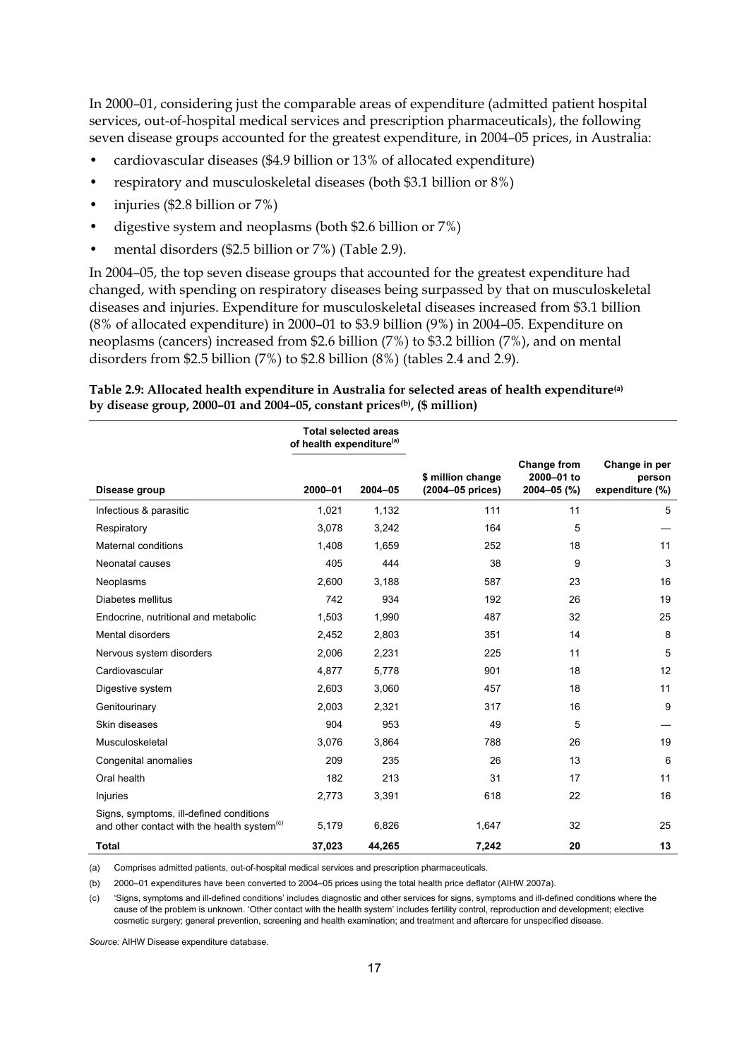In 2000–01, considering just the comparable areas of expenditure (admitted patient hospital services, out-of-hospital medical services and prescription pharmaceuticals), the following seven disease groups accounted for the greatest expenditure, in 2004–05 prices, in Australia:

- cardiovascular diseases ($4.9 billion or 13% of allocated expenditure)
- respiratory and musculoskeletal diseases (both $3.1 billion or 8%)
- injuries ($2.8 billion or 7%)
- digestive system and neoplasms (both $2.6 billion or 7%)
- mental disorders ($2.5 billion or 7%) (Table 2.9).

In 2004–05, the top seven disease groups that accounted for the greatest expenditure had changed, with spending on respiratory diseases being surpassed by that on musculoskeletal diseases and injuries. Expenditure for musculoskeletal diseases increased from $3.1 billion (8% of allocated expenditure) in 2000–01 to $3.9 billion (9%) in 2004–05. Expenditure on neoplasms (cancers) increased from $2.6 billion (7%) to $3.2 billion (7%), and on mental disorders from $2.5 billion (7%) to $2.8 billion (8%) (tables 2.4 and 2.9).

**Table 2.9: Allocated health expenditure in Australia for selected areas of health expenditure[(a)] by disease group, 2000–01 and 2004–05, constant prices[(b)], ($ million)**

| | Total selected areas of health expenditure[(a)] | | | | |
|---|---|---|---|---|---|
| Disease group | 2000–01 | 2004–05 | $ million change (2004–05 prices) | Change from 2000–01 to 2004–05 (%) | Change in per person expenditure (%) |
| Infectious & parasitic | 1,021 | 1,132 | 111 | 11 | 5 |
| Respiratory | 3,078 | 3,242 | 164 | 5 | — |
| Maternal conditions | 1,408 | 1,659 | 252 | 18 | 11 |
| Neonatal causes | 405 | 444 | 38 | 9 | 3 |
| Neoplasms | 2,600 | 3,188 | 587 | 23 | 16 |
| Diabetes mellitus | 742 | 934 | 192 | 26 | 19 |
| Endocrine, nutritional and metabolic | 1,503 | 1,990 | 487 | 32 | 25 |
| Mental disorders | 2,452 | 2,803 | 351 | 14 | 8 |
| Nervous system disorders | 2,006 | 2,231 | 225 | 11 | 5 |
| Cardiovascular | 4,877 | 5,778 | 901 | 18 | 12 |
| Digestive system | 2,603 | 3,060 | 457 | 18 | 11 |
| Genitourinary | 2,003 | 2,321 | 317 | 16 | 9 |
| Skin diseases | 904 | 953 | 49 | 5 | — |
| Musculoskeletal | 3,076 | 3,864 | 788 | 26 | 19 |
| Congenital anomalies | 209 | 235 | 26 | 13 | 6 |
| Oral health | 182 | 213 | 31 | 17 | 11 |
| Injuries | 2,773 | 3,391 | 618 | 22 | 16 |
| Signs, symptoms, ill-defined conditions and other contact with the health system[(c)] | 5,179 | 6,826 | 1,647 | 32 | 25 |
| **Total** | **37,023** | **44,265** | **7,242** | **20** | **13** |

(a) Comprises admitted patients, out-of-hospital medical services and prescription pharmaceuticals.

(b) 2000–01 expenditures have been converted to 2004–05 prices using the total health price deflator (AIHW 2007a).

(c) 'Signs, symptoms and ill-defined conditions' includes diagnostic and other services for signs, symptoms and ill-defined conditions where the cause of the problem is unknown. 'Other contact with the health system' includes fertility control, reproduction and development; elective cosmetic surgery; general prevention, screening and health examination; and treatment and aftercare for unspecified disease.

*Source:* AIHW Disease expenditure database.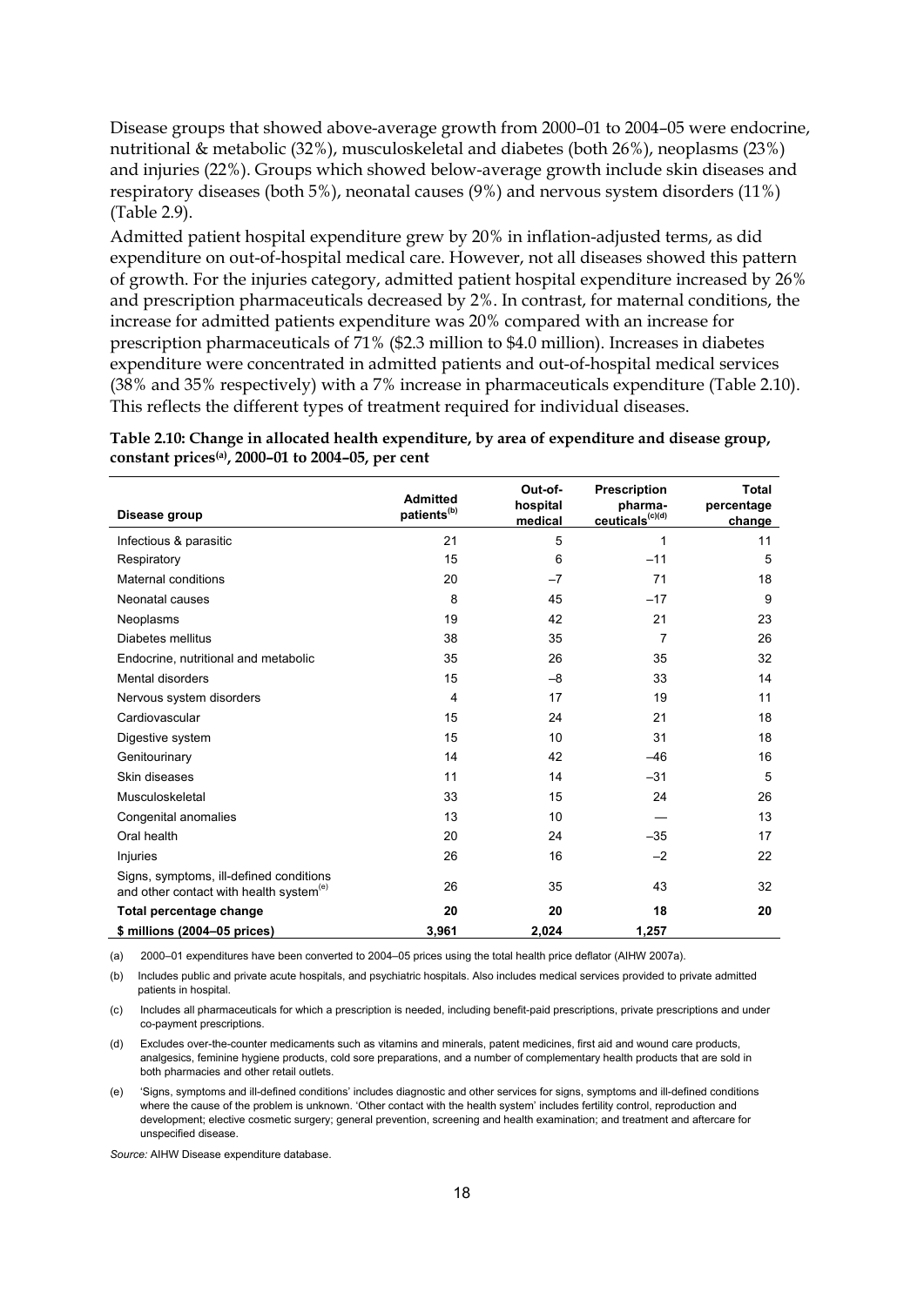Disease groups that showed above-average growth from 2000–01 to 2004–05 were endocrine, nutritional & metabolic (32%), musculoskeletal and diabetes (both 26%), neoplasms (23%) and injuries (22%). Groups which showed below-average growth include skin diseases and respiratory diseases (both 5%), neonatal causes (9%) and nervous system disorders (11%) (Table 2.9).

Admitted patient hospital expenditure grew by 20% in inflation-adjusted terms, as did expenditure on out-of-hospital medical care. However, not all diseases showed this pattern of growth. For the injuries category, admitted patient hospital expenditure increased by 26% and prescription pharmaceuticals decreased by 2%. In contrast, for maternal conditions, the increase for admitted patients expenditure was 20% compared with an increase for prescription pharmaceuticals of 71% ($2.3 million to $4.0 million). Increases in diabetes expenditure were concentrated in admitted patients and out-of-hospital medical services (38% and 35% respectively) with a 7% increase in pharmaceuticals expenditure (Table 2.10). This reflects the different types of treatment required for individual diseases.

**Table 2.10: Change in allocated health expenditure, by area of expenditure and disease group, constant prices[(a)], 2000–01 to 2004–05, per cent**

| Disease group | Admitted patients[(b)] | Out-of-hospital medical | Prescription pharma-ceuticals[(c)(d)] | Total percentage change |
|---|---|---|---|---|
| Infectious & parasitic | 21 | 5 | 1 | 11 |
| Respiratory | 15 | 6 | –11 | 5 |
| Maternal conditions | 20 | –7 | 71 | 18 |
| Neonatal causes | 8 | 45 | –17 | 9 |
| Neoplasms | 19 | 42 | 21 | 23 |
| Diabetes mellitus | 38 | 35 | 7 | 26 |
| Endocrine, nutritional and metabolic | 35 | 26 | 35 | 32 |
| Mental disorders | 15 | –8 | 33 | 14 |
| Nervous system disorders | 4 | 17 | 19 | 11 |
| Cardiovascular | 15 | 24 | 21 | 18 |
| Digestive system | 15 | 10 | 31 | 18 |
| Genitourinary | 14 | 42 | –46 | 16 |
| Skin diseases | 11 | 14 | –31 | 5 |
| Musculoskeletal | 33 | 15 | 24 | 26 |
| Congenital anomalies | 13 | 10 | — | 13 |
| Oral health | 20 | 24 | –35 | 17 |
| Injuries | 26 | 16 | –2 | 22 |
| Signs, symptoms, ill-defined conditions and other contact with health system[(e)] | 26 | 35 | 43 | 32 |
| **Total percentage change** | **20** | **20** | **18** | **20** |
| **$ millions (2004–05 prices)** | **3,961** | **2,024** | **1,257** | |

(a) 2000–01 expenditures have been converted to 2004–05 prices using the total health price deflator (AIHW 2007a).

(b) Includes public and private acute hospitals, and psychiatric hospitals. Also includes medical services provided to private admitted patients in hospital.

(c) Includes all pharmaceuticals for which a prescription is needed, including benefit-paid prescriptions, private prescriptions and under co-payment prescriptions.

(d) Excludes over-the-counter medicaments such as vitamins and minerals, patent medicines, first aid and wound care products, analgesics, feminine hygiene products, cold sore preparations, and a number of complementary health products that are sold in both pharmacies and other retail outlets.

(e) 'Signs, symptoms and ill-defined conditions' includes diagnostic and other services for signs, symptoms and ill-defined conditions where the cause of the problem is unknown. 'Other contact with the health system' includes fertility control, reproduction and development; elective cosmetic surgery; general prevention, screening and health examination; and treatment and aftercare for unspecified disease.

*Source:* AIHW Disease expenditure database.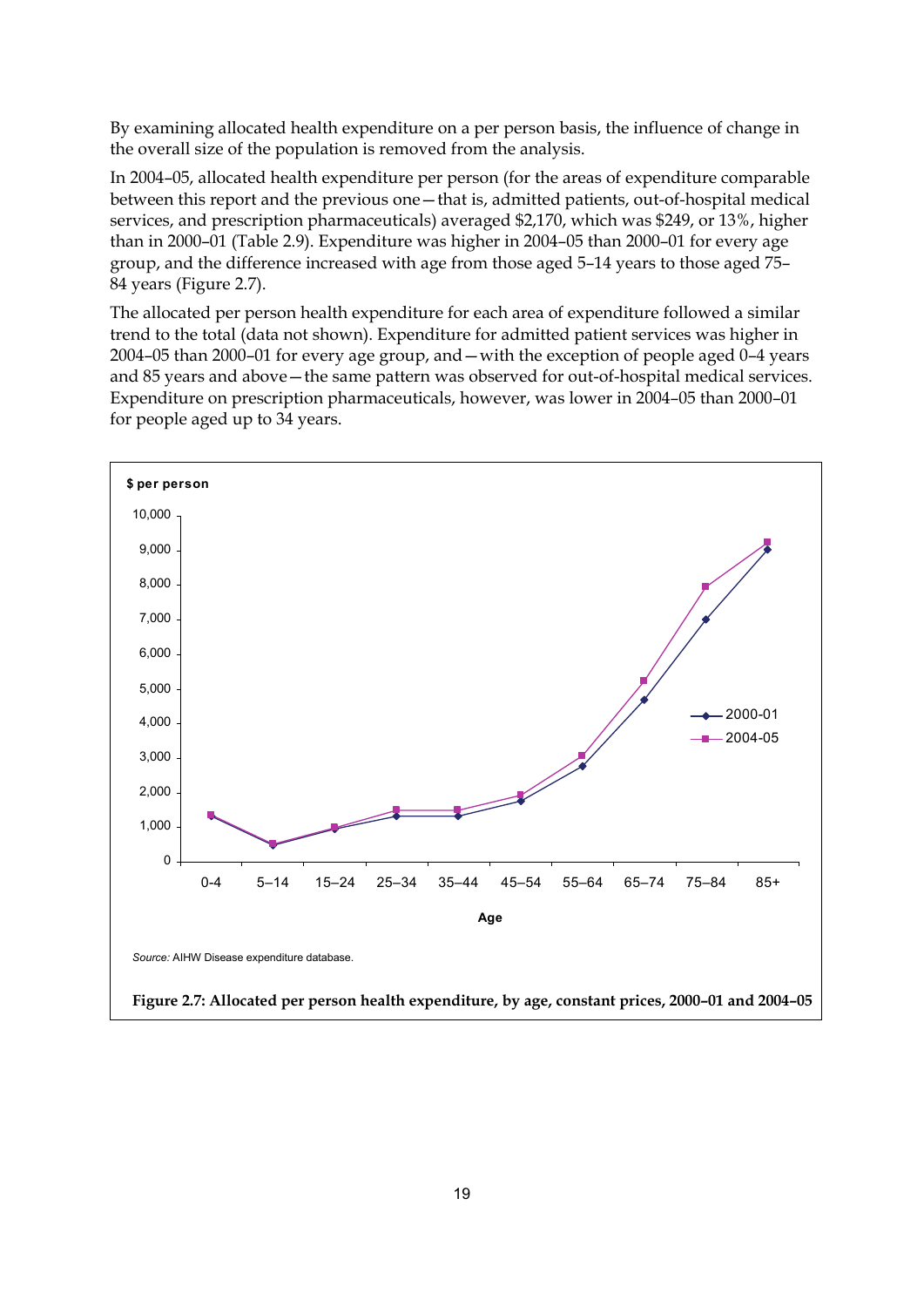By examining allocated health expenditure on a per person basis, the influence of change in the overall size of the population is removed from the analysis.

In 2004–05, allocated health expenditure per person (for the areas of expenditure comparable between this report and the previous one—that is, admitted patients, out-of-hospital medical services, and prescription pharmaceuticals) averaged $2,170, which was $249, or 13%, higher than in 2000–01 (Table 2.9). Expenditure was higher in 2004–05 than 2000–01 for every age group, and the difference increased with age from those aged 5–14 years to those aged 75–84 years (Figure 2.7).

The allocated per person health expenditure for each area of expenditure followed a similar trend to the total (data not shown). Expenditure for admitted patient services was higher in 2004–05 than 2000–01 for every age group, and—with the exception of people aged 0–4 years and 85 years and above—the same pattern was observed for out-of-hospital medical services. Expenditure on prescription pharmaceuticals, however, was lower in 2004–05 than 2000–01 for people aged up to 34 years.

*Source:* AIHW Disease expenditure database.

**Figure 2.7: Allocated per person health expenditure, by age, constant prices, 2000–01 and 2004–05**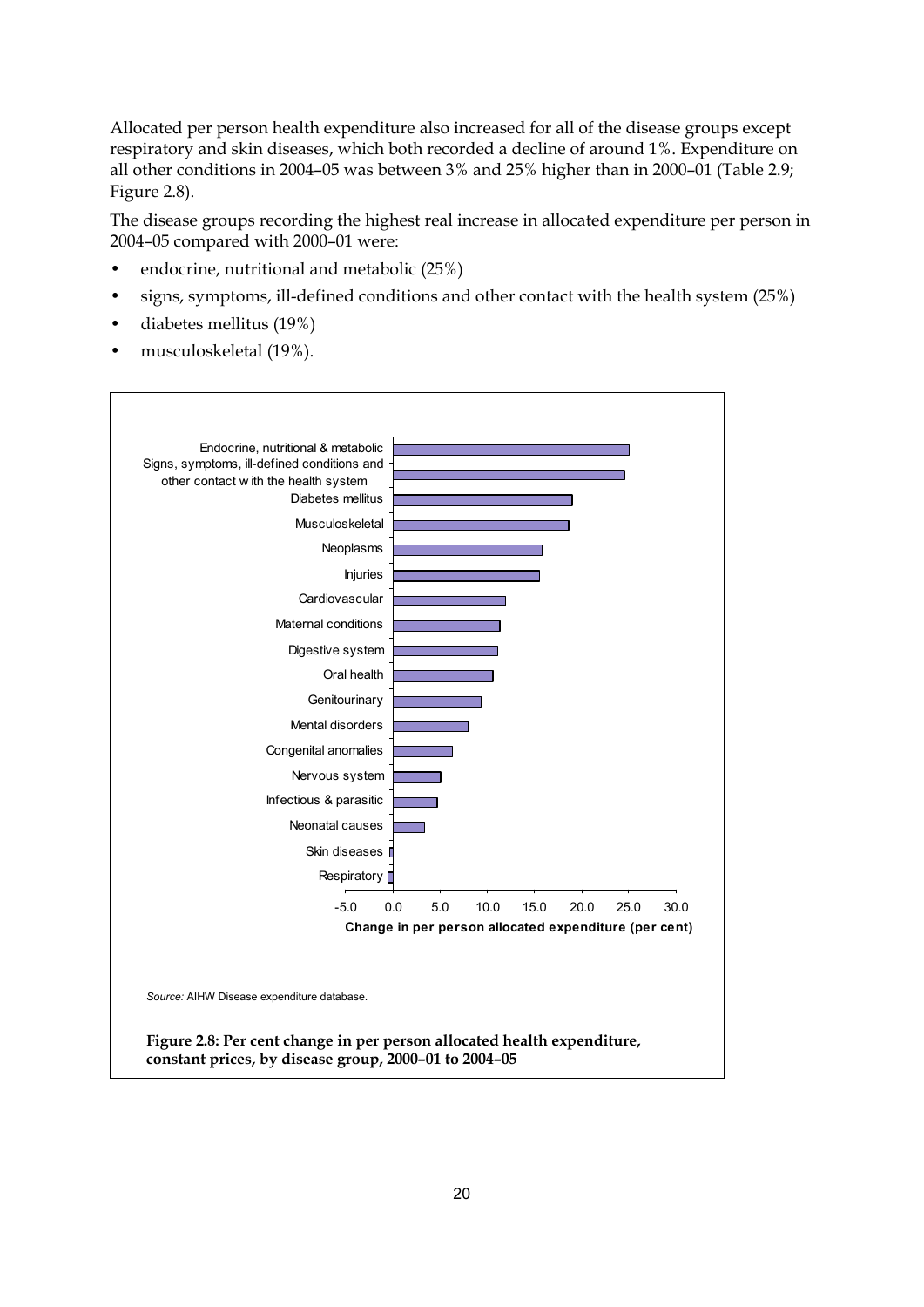Allocated per person health expenditure also increased for all of the disease groups except respiratory and skin diseases, which both recorded a decline of around 1%. Expenditure on all other conditions in 2004–05 was between 3% and 25% higher than in 2000–01 (Table 2.9; Figure 2.8).

The disease groups recording the highest real increase in allocated expenditure per person in 2004–05 compared with 2000–01 were:

- endocrine, nutritional and metabolic (25%)
- signs, symptoms, ill-defined conditions and other contact with the health system (25%)
- diabetes mellitus (19%)
- musculoskeletal (19%).

*Source:* AIHW Disease expenditure database.

**Figure 2.8: Per cent change in per person allocated health expenditure, constant prices, by disease group, 2000–01 to 2004–05**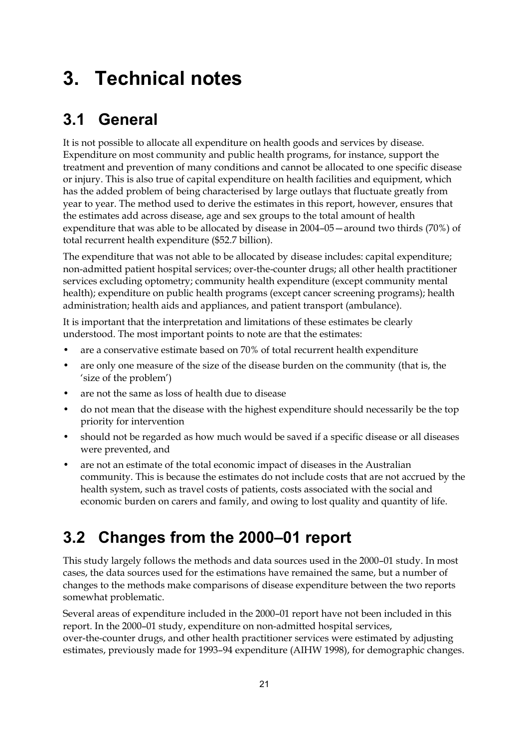# 3. Technical notes

## 3.1 General

It is not possible to allocate all expenditure on health goods and services by disease. Expenditure on most community and public health programs, for instance, support the treatment and prevention of many conditions and cannot be allocated to one specific disease or injury. This is also true of capital expenditure on health facilities and equipment, which has the added problem of being characterised by large outlays that fluctuate greatly from year to year. The method used to derive the estimates in this report, however, ensures that the estimates add across disease, age and sex groups to the total amount of health expenditure that was able to be allocated by disease in 2004–05—around two thirds (70%) of total recurrent health expenditure ($52.7 billion).

The expenditure that was not able to be allocated by disease includes: capital expenditure; non-admitted patient hospital services; over-the-counter drugs; all other health practitioner services excluding optometry; community health expenditure (except community mental health); expenditure on public health programs (except cancer screening programs); health administration; health aids and appliances, and patient transport (ambulance).

It is important that the interpretation and limitations of these estimates be clearly understood. The most important points to note are that the estimates:

- are a conservative estimate based on 70% of total recurrent health expenditure
- are only one measure of the size of the disease burden on the community (that is, the 'size of the problem')
- are not the same as loss of health due to disease
- do not mean that the disease with the highest expenditure should necessarily be the top priority for intervention
- should not be regarded as how much would be saved if a specific disease or all diseases were prevented, and
- are not an estimate of the total economic impact of diseases in the Australian community. This is because the estimates do not include costs that are not accrued by the health system, such as travel costs of patients, costs associated with the social and economic burden on carers and family, and owing to lost quality and quantity of life.

## 3.2 Changes from the 2000–01 report

This study largely follows the methods and data sources used in the 2000–01 study. In most cases, the data sources used for the estimations have remained the same, but a number of changes to the methods make comparisons of disease expenditure between the two reports somewhat problematic.

Several areas of expenditure included in the 2000–01 report have not been included in this report. In the 2000–01 study, expenditure on non-admitted hospital services, over-the-counter drugs, and other health practitioner services were estimated by adjusting estimates, previously made for 1993–94 expenditure (AIHW 1998), for demographic changes.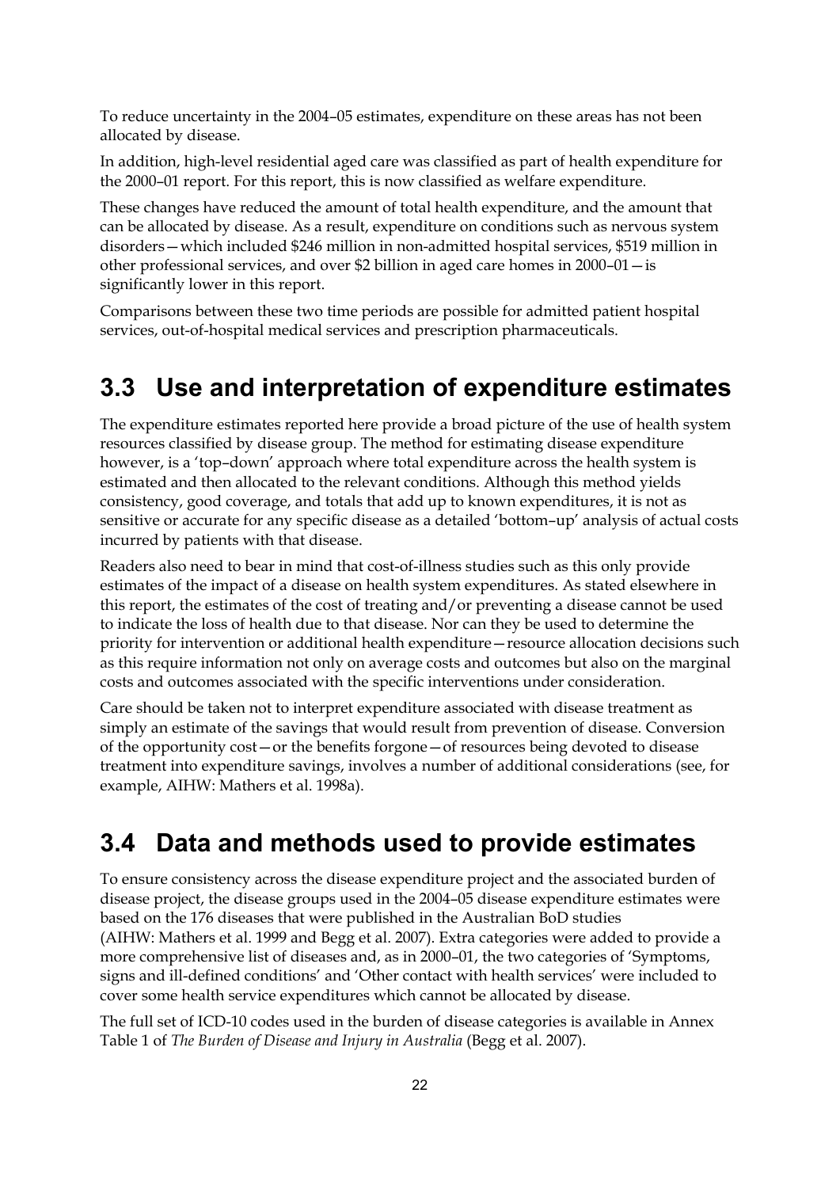To reduce uncertainty in the 2004–05 estimates, expenditure on these areas has not been allocated by disease.

In addition, high-level residential aged care was classified as part of health expenditure for the 2000–01 report. For this report, this is now classified as welfare expenditure.

These changes have reduced the amount of total health expenditure, and the amount that can be allocated by disease. As a result, expenditure on conditions such as nervous system disorders—which included $246 million in non-admitted hospital services, $519 million in other professional services, and over $2 billion in aged care homes in 2000–01—is significantly lower in this report.

Comparisons between these two time periods are possible for admitted patient hospital services, out-of-hospital medical services and prescription pharmaceuticals.

## 3.3 Use and interpretation of expenditure estimates

The expenditure estimates reported here provide a broad picture of the use of health system resources classified by disease group. The method for estimating disease expenditure however, is a 'top–down' approach where total expenditure across the health system is estimated and then allocated to the relevant conditions. Although this method yields consistency, good coverage, and totals that add up to known expenditures, it is not as sensitive or accurate for any specific disease as a detailed 'bottom–up' analysis of actual costs incurred by patients with that disease.

Readers also need to bear in mind that cost-of-illness studies such as this only provide estimates of the impact of a disease on health system expenditures. As stated elsewhere in this report, the estimates of the cost of treating and/or preventing a disease cannot be used to indicate the loss of health due to that disease. Nor can they be used to determine the priority for intervention or additional health expenditure—resource allocation decisions such as this require information not only on average costs and outcomes but also on the marginal costs and outcomes associated with the specific interventions under consideration.

Care should be taken not to interpret expenditure associated with disease treatment as simply an estimate of the savings that would result from prevention of disease. Conversion of the opportunity cost—or the benefits forgone—of resources being devoted to disease treatment into expenditure savings, involves a number of additional considerations (see, for example, AIHW: Mathers et al. 1998a).

## 3.4 Data and methods used to provide estimates

To ensure consistency across the disease expenditure project and the associated burden of disease project, the disease groups used in the 2004–05 disease expenditure estimates were based on the 176 diseases that were published in the Australian BoD studies (AIHW: Mathers et al. 1999 and Begg et al. 2007). Extra categories were added to provide a more comprehensive list of diseases and, as in 2000–01, the two categories of 'Symptoms, signs and ill-defined conditions' and 'Other contact with health services' were included to cover some health service expenditures which cannot be allocated by disease.

The full set of ICD-10 codes used in the burden of disease categories is available in Annex Table 1 of *The Burden of Disease and Injury in Australia* (Begg et al. 2007).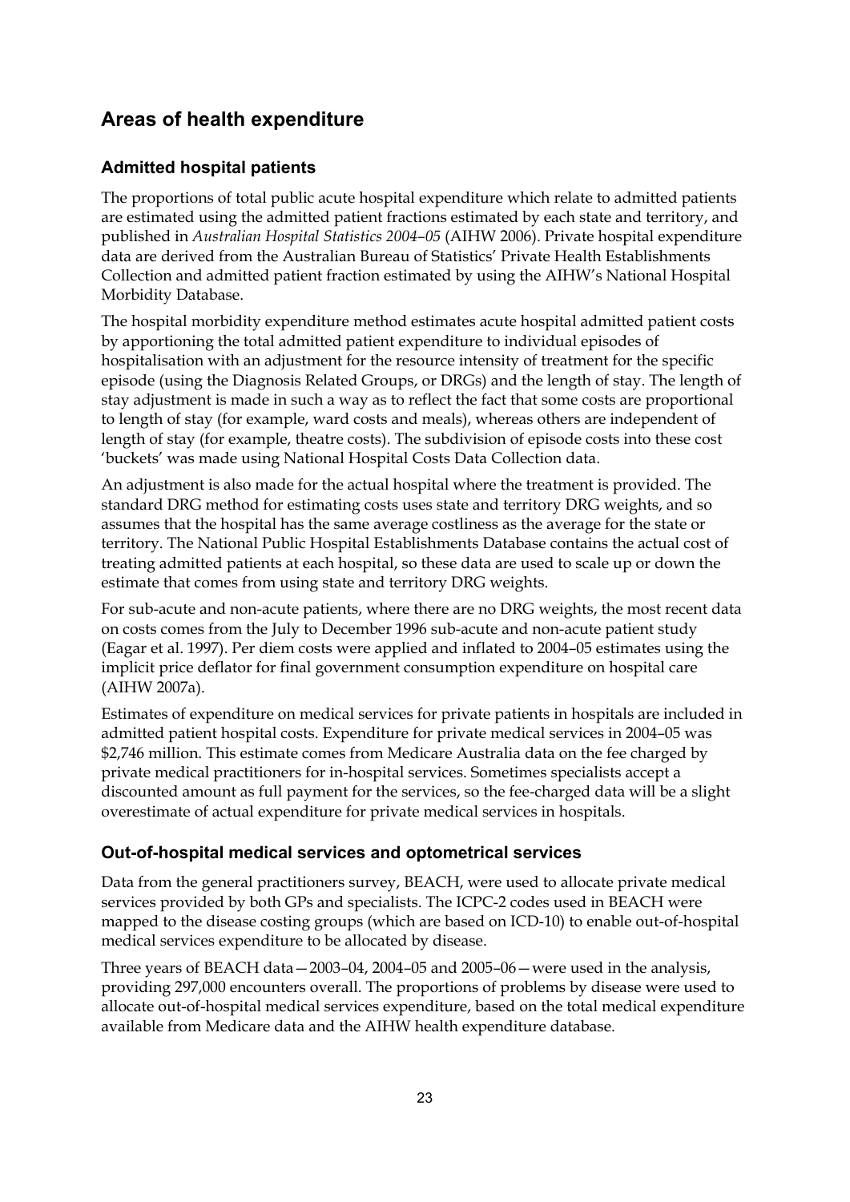## Areas of health expenditure

### Admitted hospital patients

The proportions of total public acute hospital expenditure which relate to admitted patients are estimated using the admitted patient fractions estimated by each state and territory, and published in *Australian Hospital Statistics 2004–05* (AIHW 2006). Private hospital expenditure data are derived from the Australian Bureau of Statistics' Private Health Establishments Collection and admitted patient fraction estimated by using the AIHW's National Hospital Morbidity Database.

The hospital morbidity expenditure method estimates acute hospital admitted patient costs by apportioning the total admitted patient expenditure to individual episodes of hospitalisation with an adjustment for the resource intensity of treatment for the specific episode (using the Diagnosis Related Groups, or DRGs) and the length of stay. The length of stay adjustment is made in such a way as to reflect the fact that some costs are proportional to length of stay (for example, ward costs and meals), whereas others are independent of length of stay (for example, theatre costs). The subdivision of episode costs into these cost 'buckets' was made using National Hospital Costs Data Collection data.

An adjustment is also made for the actual hospital where the treatment is provided. The standard DRG method for estimating costs uses state and territory DRG weights, and so assumes that the hospital has the same average costliness as the average for the state or territory. The National Public Hospital Establishments Database contains the actual cost of treating admitted patients at each hospital, so these data are used to scale up or down the estimate that comes from using state and territory DRG weights.

For sub-acute and non-acute patients, where there are no DRG weights, the most recent data on costs comes from the July to December 1996 sub-acute and non-acute patient study (Eagar et al. 1997). Per diem costs were applied and inflated to 2004–05 estimates using the implicit price deflator for final government consumption expenditure on hospital care (AIHW 2007a).

Estimates of expenditure on medical services for private patients in hospitals are included in admitted patient hospital costs. Expenditure for private medical services in 2004–05 was $2,746 million. This estimate comes from Medicare Australia data on the fee charged by private medical practitioners for in-hospital services. Sometimes specialists accept a discounted amount as full payment for the services, so the fee-charged data will be a slight overestimate of actual expenditure for private medical services in hospitals.

### Out-of-hospital medical services and optometrical services

Data from the general practitioners survey, BEACH, were used to allocate private medical services provided by both GPs and specialists. The ICPC-2 codes used in BEACH were mapped to the disease costing groups (which are based on ICD-10) to enable out-of-hospital medical services expenditure to be allocated by disease.

Three years of BEACH data—2003–04, 2004–05 and 2005–06—were used in the analysis, providing 297,000 encounters overall. The proportions of problems by disease were used to allocate out-of-hospital medical services expenditure, based on the total medical expenditure available from Medicare data and the AIHW health expenditure database.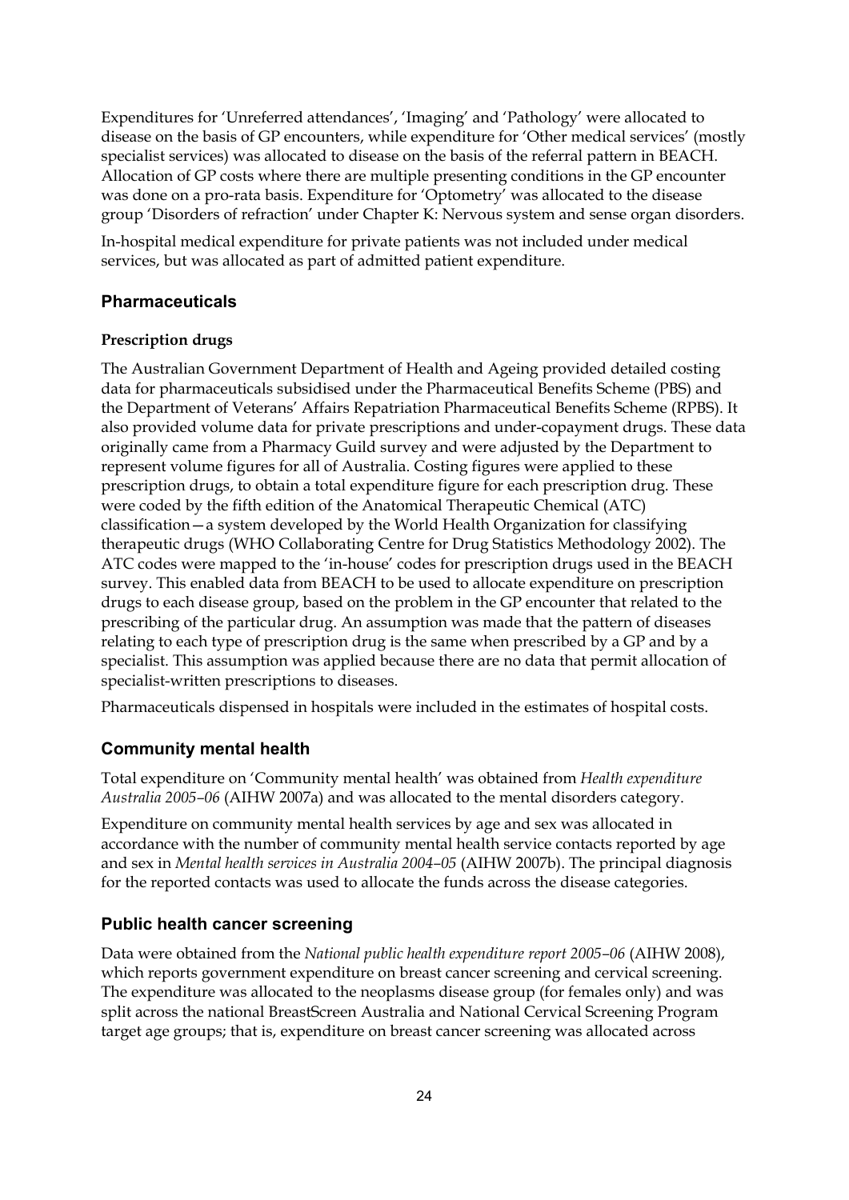Expenditures for 'Unreferred attendances', 'Imaging' and 'Pathology' were allocated to disease on the basis of GP encounters, while expenditure for 'Other medical services' (mostly specialist services) was allocated to disease on the basis of the referral pattern in BEACH. Allocation of GP costs where there are multiple presenting conditions in the GP encounter was done on a pro-rata basis. Expenditure for 'Optometry' was allocated to the disease group 'Disorders of refraction' under Chapter K: Nervous system and sense organ disorders.

In-hospital medical expenditure for private patients was not included under medical services, but was allocated as part of admitted patient expenditure.

## Pharmaceuticals

### Prescription drugs

The Australian Government Department of Health and Ageing provided detailed costing data for pharmaceuticals subsidised under the Pharmaceutical Benefits Scheme (PBS) and the Department of Veterans' Affairs Repatriation Pharmaceutical Benefits Scheme (RPBS). It also provided volume data for private prescriptions and under-copayment drugs. These data originally came from a Pharmacy Guild survey and were adjusted by the Department to represent volume figures for all of Australia. Costing figures were applied to these prescription drugs, to obtain a total expenditure figure for each prescription drug. These were coded by the fifth edition of the Anatomical Therapeutic Chemical (ATC) classification—a system developed by the World Health Organization for classifying therapeutic drugs (WHO Collaborating Centre for Drug Statistics Methodology 2002). The ATC codes were mapped to the 'in-house' codes for prescription drugs used in the BEACH survey. This enabled data from BEACH to be used to allocate expenditure on prescription drugs to each disease group, based on the problem in the GP encounter that related to the prescribing of the particular drug. An assumption was made that the pattern of diseases relating to each type of prescription drug is the same when prescribed by a GP and by a specialist. This assumption was applied because there are no data that permit allocation of specialist-written prescriptions to diseases.

Pharmaceuticals dispensed in hospitals were included in the estimates of hospital costs.

## Community mental health

Total expenditure on 'Community mental health' was obtained from *Health expenditure Australia 2005–06* (AIHW 2007a) and was allocated to the mental disorders category.

Expenditure on community mental health services by age and sex was allocated in accordance with the number of community mental health service contacts reported by age and sex in *Mental health services in Australia 2004–05* (AIHW 2007b). The principal diagnosis for the reported contacts was used to allocate the funds across the disease categories.

## Public health cancer screening

Data were obtained from the *National public health expenditure report 2005–06* (AIHW 2008), which reports government expenditure on breast cancer screening and cervical screening. The expenditure was allocated to the neoplasms disease group (for females only) and was split across the national BreastScreen Australia and National Cervical Screening Program target age groups; that is, expenditure on breast cancer screening was allocated across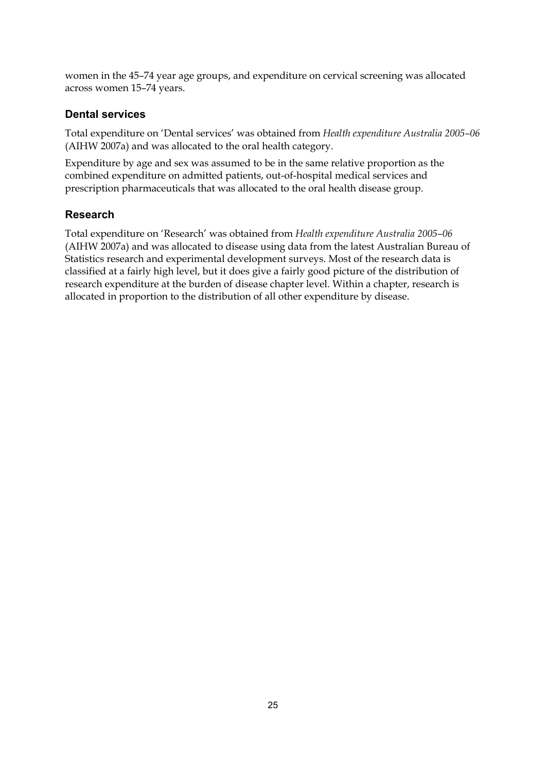women in the 45–74 year age groups, and expenditure on cervical screening was allocated across women 15–74 years.

### Dental services

Total expenditure on 'Dental services' was obtained from *Health expenditure Australia 2005–06* (AIHW 2007a) and was allocated to the oral health category.

Expenditure by age and sex was assumed to be in the same relative proportion as the combined expenditure on admitted patients, out-of-hospital medical services and prescription pharmaceuticals that was allocated to the oral health disease group.

### Research

Total expenditure on 'Research' was obtained from *Health expenditure Australia 2005–06* (AIHW 2007a) and was allocated to disease using data from the latest Australian Bureau of Statistics research and experimental development surveys. Most of the research data is classified at a fairly high level, but it does give a fairly good picture of the distribution of research expenditure at the burden of disease chapter level. Within a chapter, research is allocated in proportion to the distribution of all other expenditure by disease.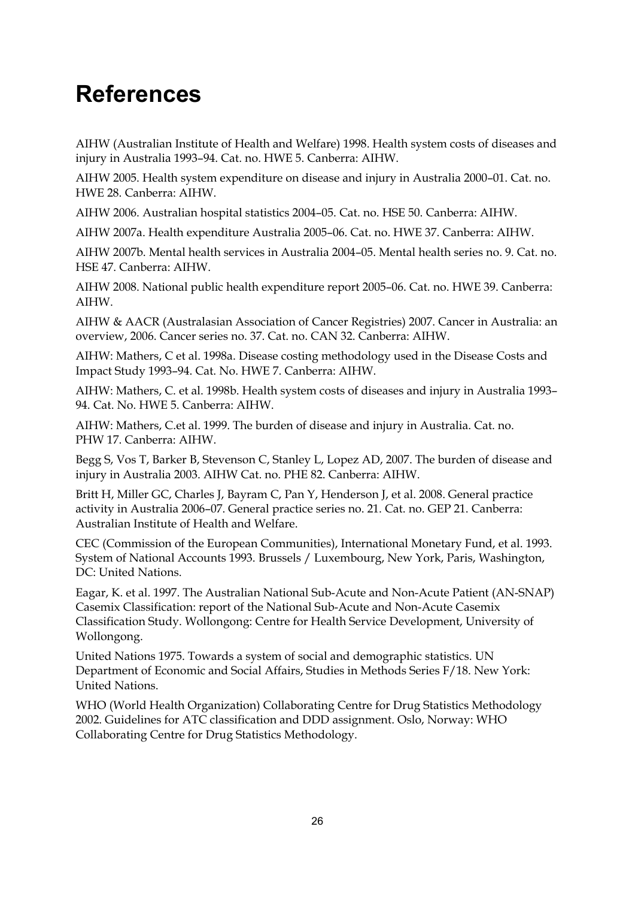# References

AIHW (Australian Institute of Health and Welfare) 1998. Health system costs of diseases and injury in Australia 1993–94. Cat. no. HWE 5. Canberra: AIHW.

AIHW 2005. Health system expenditure on disease and injury in Australia 2000–01. Cat. no. HWE 28. Canberra: AIHW.

AIHW 2006. Australian hospital statistics 2004–05. Cat. no. HSE 50. Canberra: AIHW.

AIHW 2007a. Health expenditure Australia 2005–06. Cat. no. HWE 37. Canberra: AIHW.

AIHW 2007b. Mental health services in Australia 2004–05. Mental health series no. 9. Cat. no. HSE 47. Canberra: AIHW.

AIHW 2008. National public health expenditure report 2005–06. Cat. no. HWE 39. Canberra: AIHW.

AIHW & AACR (Australasian Association of Cancer Registries) 2007. Cancer in Australia: an overview, 2006. Cancer series no. 37. Cat. no. CAN 32. Canberra: AIHW.

AIHW: Mathers, C et al. 1998a. Disease costing methodology used in the Disease Costs and Impact Study 1993–94. Cat. No. HWE 7. Canberra: AIHW.

AIHW: Mathers, C. et al. 1998b. Health system costs of diseases and injury in Australia 1993–94. Cat. No. HWE 5. Canberra: AIHW.

AIHW: Mathers, C.et al. 1999. The burden of disease and injury in Australia. Cat. no. PHW 17. Canberra: AIHW.

Begg S, Vos T, Barker B, Stevenson C, Stanley L, Lopez AD, 2007. The burden of disease and injury in Australia 2003. AIHW Cat. no. PHE 82. Canberra: AIHW.

Britt H, Miller GC, Charles J, Bayram C, Pan Y, Henderson J, et al. 2008. General practice activity in Australia 2006–07. General practice series no. 21. Cat. no. GEP 21. Canberra: Australian Institute of Health and Welfare.

CEC (Commission of the European Communities), International Monetary Fund, et al. 1993. System of National Accounts 1993. Brussels / Luxembourg, New York, Paris, Washington, DC: United Nations.

Eagar, K. et al. 1997. The Australian National Sub-Acute and Non-Acute Patient (AN-SNAP) Casemix Classification: report of the National Sub-Acute and Non-Acute Casemix Classification Study. Wollongong: Centre for Health Service Development, University of Wollongong.

United Nations 1975. Towards a system of social and demographic statistics. UN Department of Economic and Social Affairs, Studies in Methods Series F/18. New York: United Nations.

WHO (World Health Organization) Collaborating Centre for Drug Statistics Methodology 2002. Guidelines for ATC classification and DDD assignment. Oslo, Norway: WHO Collaborating Centre for Drug Statistics Methodology.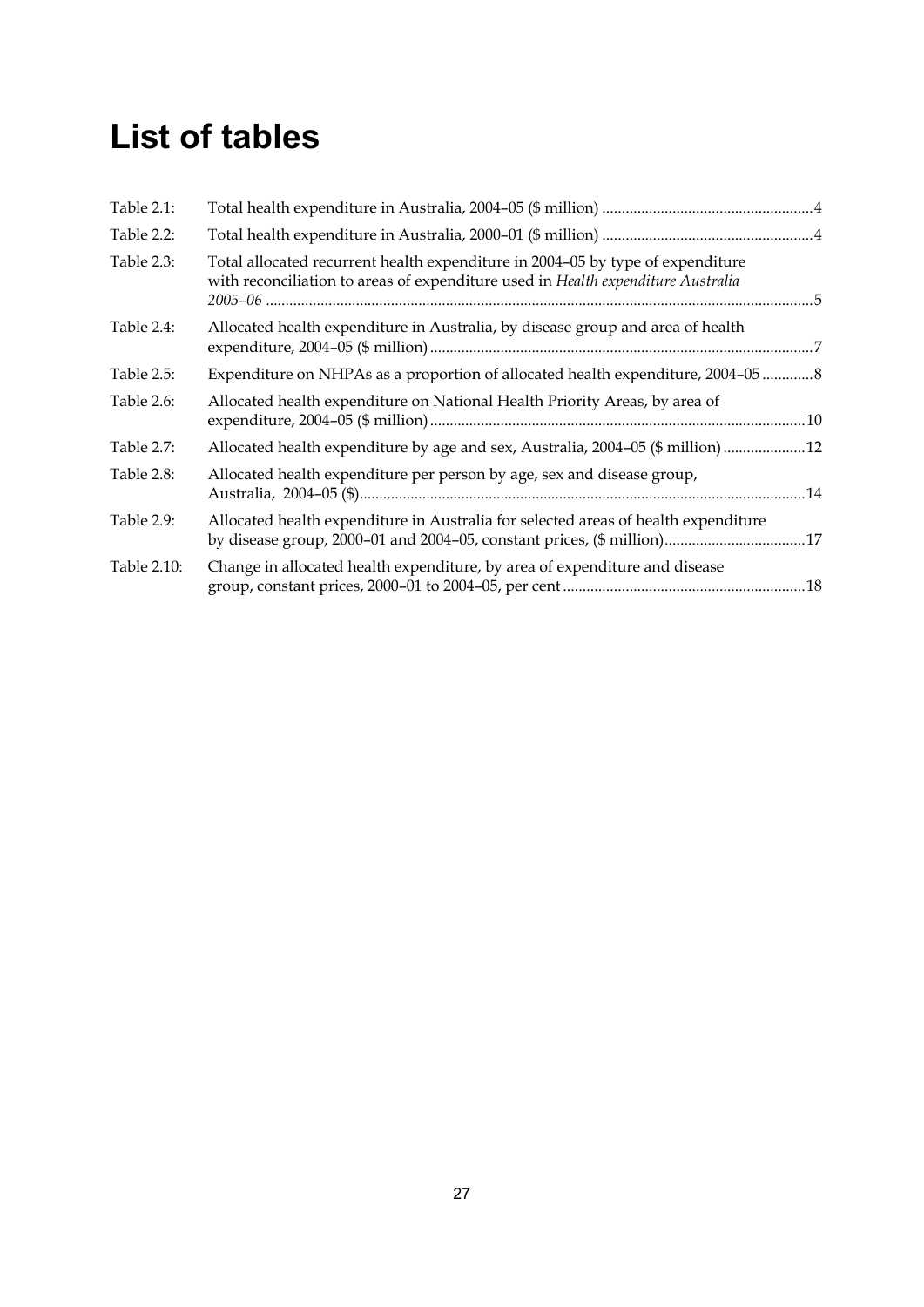# List of tables

| | | |
|---|---|---|
| Table 2.1: | Total health expenditure in Australia, 2004–05 ($ million) | 4 |
| Table 2.2: | Total health expenditure in Australia, 2000–01 ($ million) | 4 |
| Table 2.3: | Total allocated recurrent health expenditure in 2004–05 by type of expenditure with reconciliation to areas of expenditure used in *Health expenditure Australia 2005–06* | 5 |
| Table 2.4: | Allocated health expenditure in Australia, by disease group and area of health expenditure, 2004–05 ($ million) | 7 |
| Table 2.5: | Expenditure on NHPAs as a proportion of allocated health expenditure, 2004–05 | 8 |
| Table 2.6: | Allocated health expenditure on National Health Priority Areas, by area of expenditure, 2004–05 ($ million) | 10 |
| Table 2.7: | Allocated health expenditure by age and sex, Australia, 2004–05 ($ million) | 12 |
| Table 2.8: | Allocated health expenditure per person by age, sex and disease group, Australia, 2004–05 ($) | 14 |
| Table 2.9: | Allocated health expenditure in Australia for selected areas of health expenditure by disease group, 2000–01 and 2004–05, constant prices, ($ million) | 17 |
| Table 2.10: | Change in allocated health expenditure, by area of expenditure and disease group, constant prices, 2000–01 to 2004–05, per cent | 18 |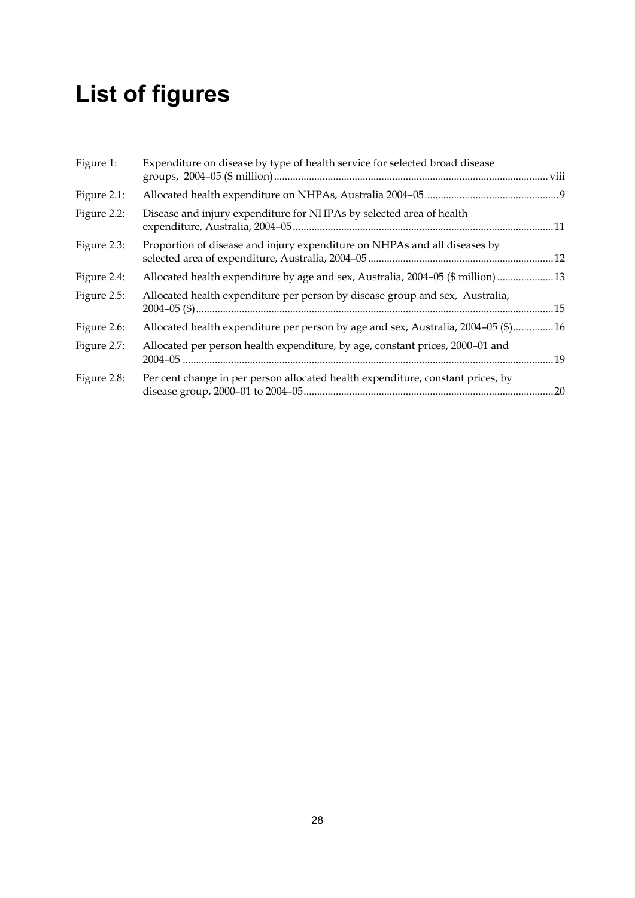# List of figures

| | | |
|---|---|---|
| Figure 1: | Expenditure on disease by type of health service for selected broad disease groups, 2004–05 ($ million) | viii |
| Figure 2.1: | Allocated health expenditure on NHPAs, Australia 2004–05 | 9 |
| Figure 2.2: | Disease and injury expenditure for NHPAs by selected area of health expenditure, Australia, 2004–05 | 11 |
| Figure 2.3: | Proportion of disease and injury expenditure on NHPAs and all diseases by selected area of expenditure, Australia, 2004–05 | 12 |
| Figure 2.4: | Allocated health expenditure by age and sex, Australia, 2004–05 ($ million) | 13 |
| Figure 2.5: | Allocated health expenditure per person by disease group and sex, Australia, 2004–05 ($) | 15 |
| Figure 2.6: | Allocated health expenditure per person by age and sex, Australia, 2004–05 ($) | 16 |
| Figure 2.7: | Allocated per person health expenditure, by age, constant prices, 2000–01 and 2004–05 | 19 |
| Figure 2.8: | Per cent change in per person allocated health expenditure, constant prices, by disease group, 2000–01 to 2004–05 | 20 |